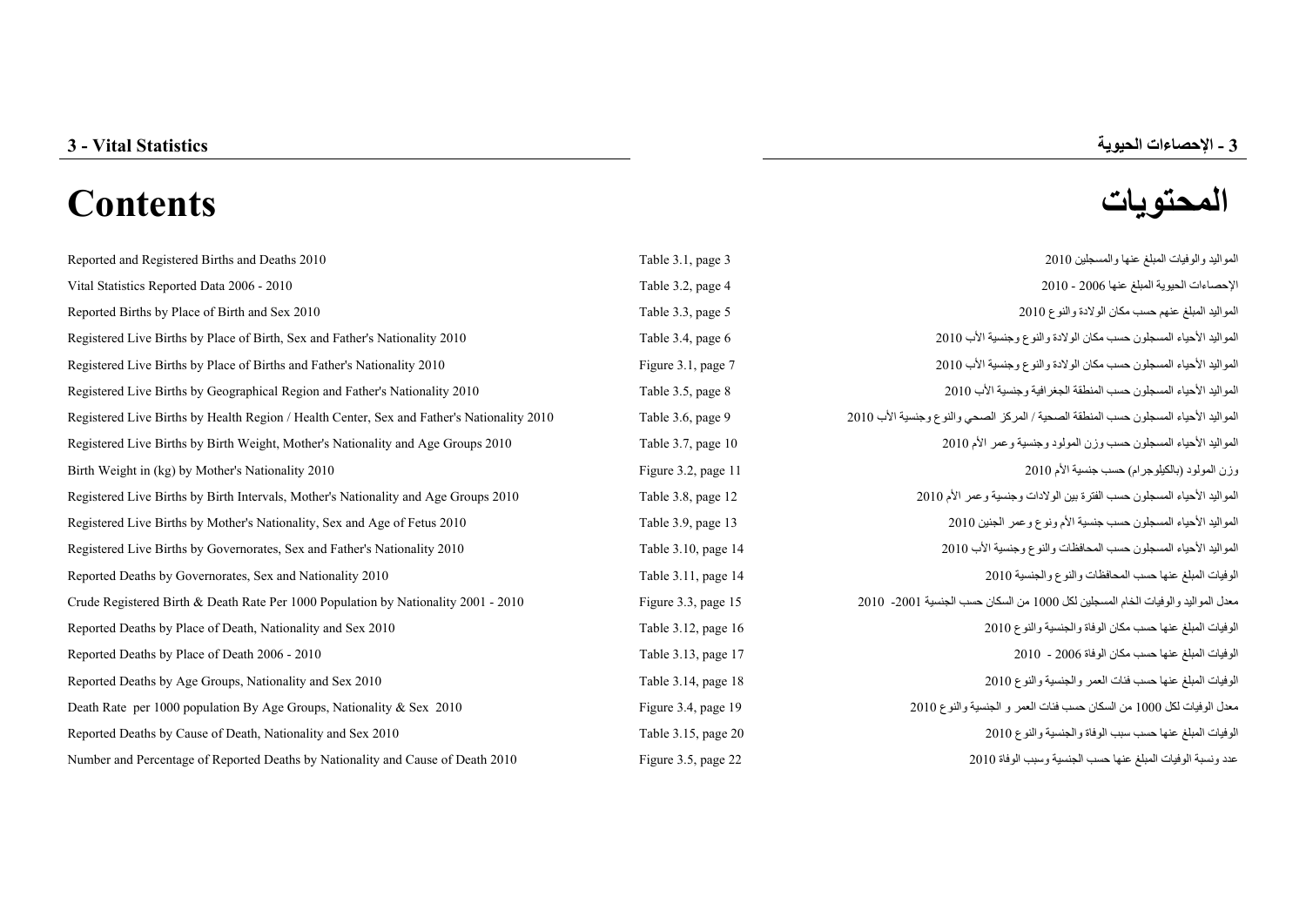# 3 - Vital Statistics

# 3 - الإحصاءات الحيوية

# Contents

# المحتويات

| English | Table/Figure | العربية |
|---|---|---|
| Reported and Registered Births and Deaths 2010 | Table 3.1, page 3 | المواليد والوفيات المبلغ عنها والمسجلين 2010 |
| Vital Statistics Reported Data 2006 - 2010 | Table 3.2, page 4 | الإحصاءات الحيوية المبلغ عنها 2006 - 2010 |
| Reported Births by Place of Birth and Sex 2010 | Table 3.3, page 5 | المواليد المبلغ عنهم حسب مكان الولادة والنوع 2010 |
| Registered Live Births by Place of Birth, Sex and Father's Nationality 2010 | Table 3.4, page 6 | المواليد الأحياء المسجلون حسب مكان الولادة والنوع وجنسية الأب 2010 |
| Registered Live Births by Place of Births and Father's Nationality 2010 | Figure 3.1, page 7 | المواليد الأحياء المسجلون حسب مكان الولادة والنوع وجنسية الأب 2010 |
| Registered Live Births by Geographical Region and Father's Nationality 2010 | Table 3.5, page 8 | المواليد الأحياء المسجلون حسب المنطقة الجغرافية وجنسية الأب 2010 |
| Registered Live Births by Health Region / Health Center, Sex and Father's Nationality 2010 | Table 3.6, page 9 | المواليد الأحياء المسجلون حسب المنطقة الصحية / المركز الصحي والنوع وجنسية الأب 2010 |
| Registered Live Births by Birth Weight, Mother's Nationality and Age Groups 2010 | Table 3.7, page 10 | المواليد الأحياء المسجلون حسب وزن المولود وجنسية وعمر الأم 2010 |
| Birth Weight in (kg) by Mother's Nationality 2010 | Figure 3.2, page 11 | وزن المولود (بالكيلوجرام) حسب جنسية الأم 2010 |
| Registered Live Births by Birth Intervals, Mother's Nationality and Age Groups 2010 | Table 3.8, page 12 | المواليد الأحياء المسجلون حسب الفترة بين الولادات وجنسية وعمر الأم 2010 |
| Registered Live Births by Mother's Nationality, Sex and Age of Fetus 2010 | Table 3.9, page 13 | المواليد الأحياء المسجلون حسب جنسية الأم ونوع وعمر الجنين 2010 |
| Registered Live Births by Governorates, Sex and Father's Nationality 2010 | Table 3.10, page 14 | المواليد الأحياء المسجلون حسب المحافظات والنوع وجنسية الأب 2010 |
| Reported Deaths by Governorates, Sex and Nationality 2010 | Table 3.11, page 14 | الوفيات المبلغ عنها حسب المحافظات والنوع والجنسية 2010 |
| Crude Registered Birth & Death Rate Per 1000 Population by Nationality 2001 - 2010 | Figure 3.3, page 15 | معدل المواليد والوفيات الخام المسجلين لكل 1000 من السكان حسب الجنسية 2001- 2010 |
| Reported Deaths by Place of Death, Nationality and Sex 2010 | Table 3.12, page 16 | الوفيات المبلغ عنها حسب مكان الوفاة والجنسية والنوع 2010 |
| Reported Deaths by Place of Death 2006 - 2010 | Table 3.13, page 17 | الوفيات المبلغ عنها حسب مكان الوفاة 2006 - 2010 |
| Reported Deaths by Age Groups, Nationality and Sex 2010 | Table 3.14, page 18 | الوفيات المبلغ عنها حسب فئات العمر والجنسية والنوع 2010 |
| Death Rate per 1000 population By Age Groups, Nationality & Sex 2010 | Figure 3.4, page 19 | معدل الوفيات لكل 1000 من السكان حسب فئات العمر و الجنسية والنوع 2010 |
| Reported Deaths by Cause of Death, Nationality and Sex 2010 | Table 3.15, page 20 | الوفيات المبلغ عنها حسب سبب الوفاة والجنسية والنوع 2010 |
| Number and Percentage of Reported Deaths by Nationality and Cause of Death 2010 | Figure 3.5, page 22 | عدد ونسبة الوفيات المبلغ عنها حسب الجنسية وسبب الوفاة 2010 |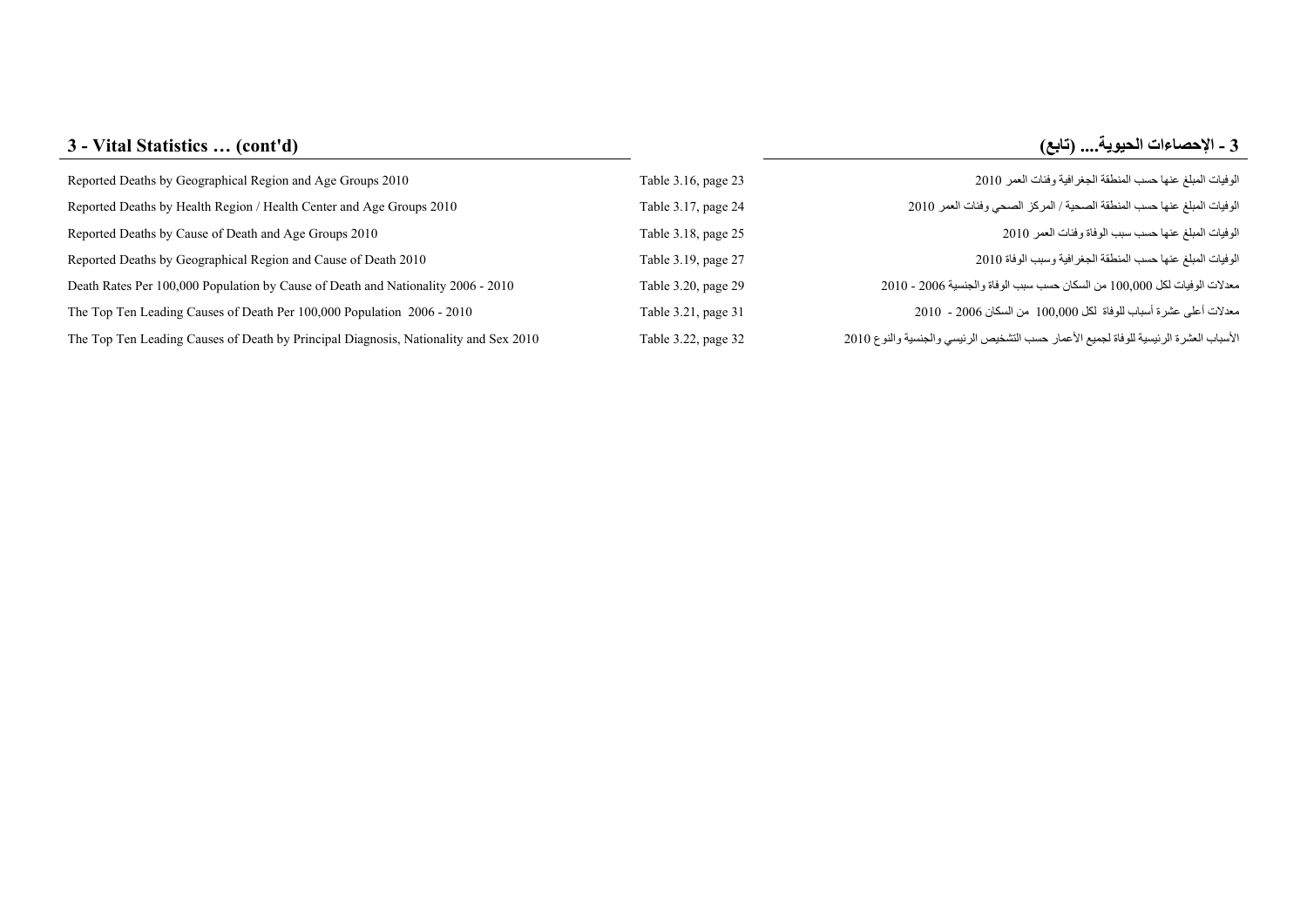# 3 - Vital Statistics … (cont'd)

# 3 - الإحصاءات الحيوية.... (تابع)

| | | |
|---|---|---|
| Reported Deaths by Geographical Region and Age Groups 2010 | Table 3.16, page 23 | الوفيات المبلغ عنها حسب المنطقة الجغرافية وفئات العمر 2010 |
| Reported Deaths by Health Region / Health Center and Age Groups 2010 | Table 3.17, page 24 | الوفيات المبلغ عنها حسب المنطقة الصحية / المركز الصحي وفئات العمر 2010 |
| Reported Deaths by Cause of Death and Age Groups 2010 | Table 3.18, page 25 | الوفيات المبلغ عنها حسب سبب الوفاة وفئات العمر 2010 |
| Reported Deaths by Geographical Region and Cause of Death 2010 | Table 3.19, page 27 | الوفيات المبلغ عنها حسب المنطقة الجغرافية وسبب الوفاة 2010 |
| Death Rates Per 100,000 Population by Cause of Death and Nationality 2006 - 2010 | Table 3.20, page 29 | معدلات الوفيات لكل 100,000 من السكان حسب سبب الوفاة والجنسية 2006 - 2010 |
| The Top Ten Leading Causes of Death Per 100,000 Population 2006 - 2010 | Table 3.21, page 31 | معدلات أعلى عشرة أسباب للوفاة لكل 100,000 من السكان 2006 - 2010 |
| The Top Ten Leading Causes of Death by Principal Diagnosis, Nationality and Sex 2010 | Table 3.22, page 32 | الأسباب العشرة الرئيسية للوفاة لجميع الأعمار حسب التشخيص الرئيسي والجنسية والنوع 2010 |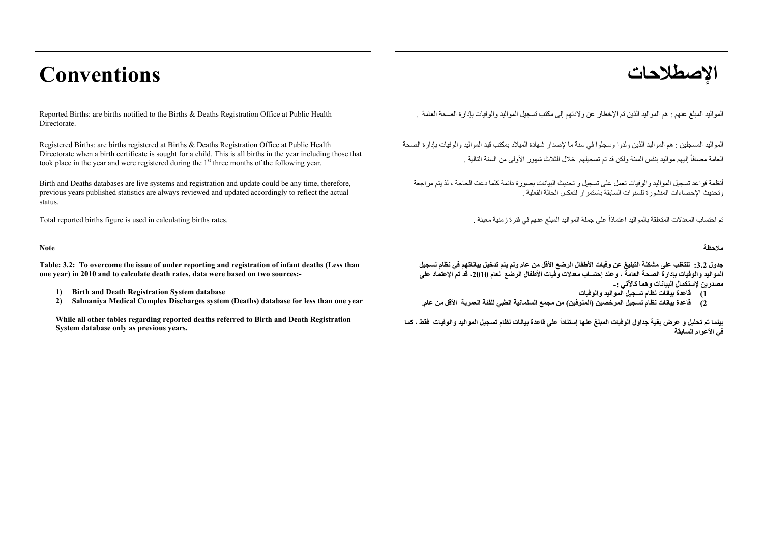# Conventions

Reported Births: are births notified to the Births & Deaths Registration Office at Public Health Directorate.

Registered Births: are births registered at Births & Deaths Registration Office at Public Health Directorate when a birth certificate is sought for a child. This is all births in the year including those that took place in the year and were registered during the 1st three months of the following year.

Birth and Deaths databases are live systems and registration and update could be any time, therefore, previous years published statistics are always reviewed and updated accordingly to reflect the actual status.

Total reported births figure is used in calculating births rates.

**Note**

**Table: 3.2: To overcome the issue of under reporting and registration of infant deaths (Less than one year) in 2010 and to calculate death rates, data were based on two sources:-**

1) **Birth and Death Registration System database**
2) **Salmaniya Medical Complex Discharges system (Deaths) database for less than one year**

**While all other tables regarding reported deaths referred to Birth and Death Registration System database only as previous years.**

# الإصطلاحات

المواليد المبلغ عنهم : هم المواليد الذين تم الإخطار عن ولادتهم إلى مكتب تسجيل المواليد والوفيات بإدارة الصحة العامة .

المواليد المسجلين : هم المواليد الذين ولدوا وسجلوا في سنة ما لإصدار شهادة الميلاد بمكتب قيد المواليد والوفيات بإدارة الصحة العامة مضافاً إليهم مواليد بنفس السنة ولكن قد تم تسجيلهم خلال الثلاث شهور الأولى من السنة التالية .

أنظمة قواعد تسجيل المواليد والوفيات تعمل على تسجيل و تحديث البيانات بصورة دائمة كلما دعت الحاجة ، لذ يتم مراجعة وتحديث الإحصاءات المنشورة للسنوات السابقة باستمرار لتعكس الحالة الفعلية .

تم احتساب المعدلات المتعلقة بالمواليد اعتماداً على جملة المواليد المبلغ عنهم في فترة زمنية معينة .

**ملاحظة**

**جدول 3.2: للتغلب على مشكلة التبليغ عن وفيات الأطفال الرضع الأقل من عام ولم يتم تدخيل بياناتهم في نظام تسجيل المواليد والوفيات بإدارة الصحة العامة ، وعند إحتساب معدلات وفيات الأطفال الرضع لعام 2010، قد تم الإعتماد على مصدرين لإستكمال البيانات وهما كالآتي :-**

1) **قاعدة بيانات نظام تسجيل المواليد والوفيات**
2) **قاعدة بيانات نظام تسجيل المرخصين (المتوفين) من مجمع السلمانية الطبي للفئة العمرية الأقل من عام.**

**بينما تم تحليل و عرض بقية جداول الوفيات المبلغ عنها إستناداً على قاعدة بيانات نظام تسجيل المواليد والوفيات فقط ، كما في الأعوام السابقة**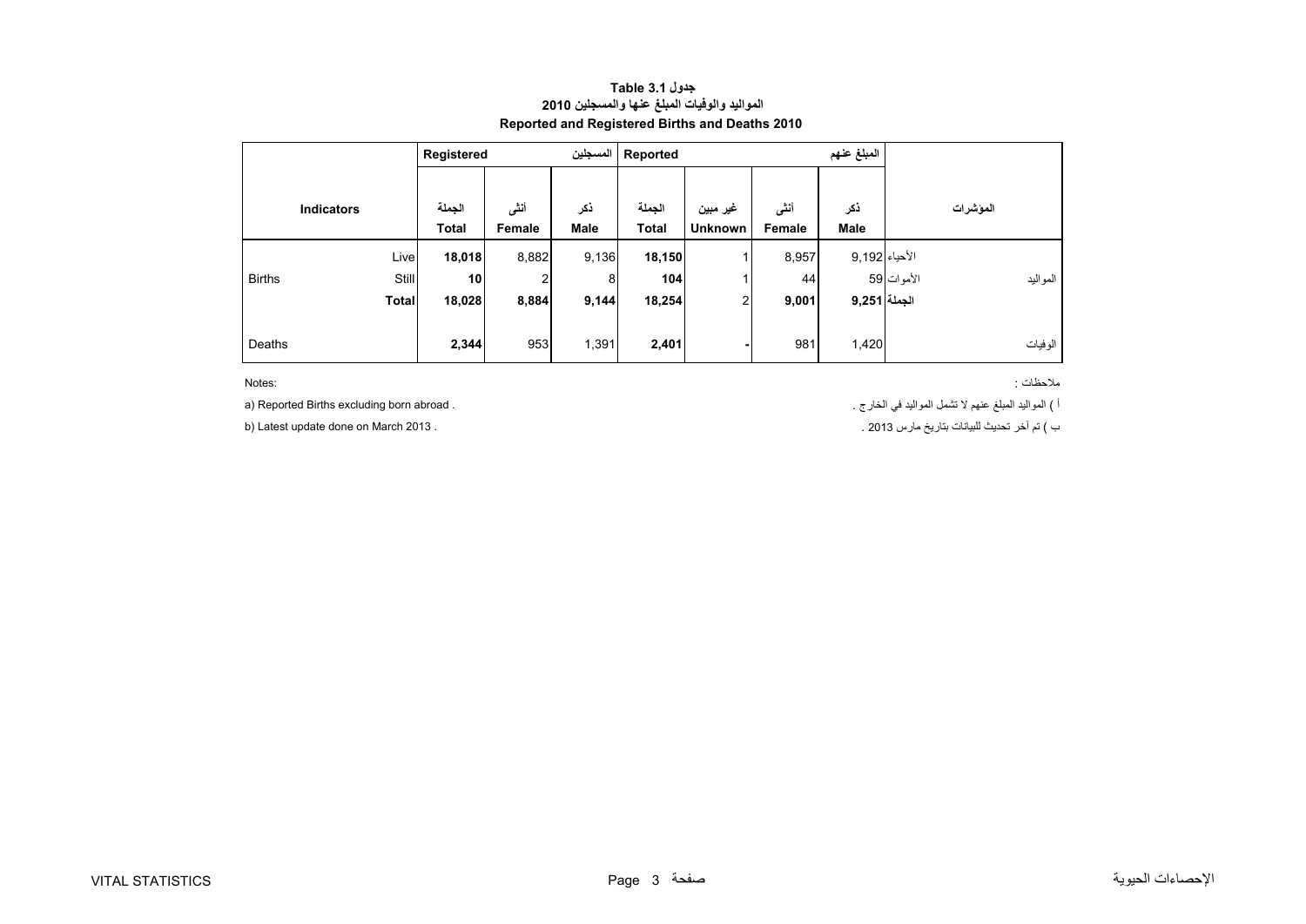# جدول Table 3.1
## المواليد والوفيات المبلغ عنها والمسجلين 2010
## Reported and Registered Births and Deaths 2010

| Indicators | | Registered المسجلين | | | Reported المبلغ عنهم | | | | المؤشرات | |
|---|---|---|---|---|---|---|---|---|---|---|
| | | الجملة Total | أنثى Female | ذكر Male | الجملة Total | غير مبين Unknown | أنثى Female | ذكر Male | | |
| Births | Live | **18,018** | 8,882 | 9,136 | **18,150** | 1 | 8,957 | 9,192 | الأحياء | المواليد |
| | Still | **10** | 2 | 8 | **104** | 1 | 44 | 59 | الأموات | |
| | **Total** | **18,028** | **8,884** | **9,144** | **18,254** | 2 | **9,001** | **9,251** | **الجملة** | |
| Deaths | | **2,344** | 953 | 1,391 | **2,401** | - | 981 | 1,420 | | الوفيات |

Notes:

a) Reported Births excluding born abroad .

b) Latest update done on March 2013 .

ملاحظات :

أ ) المواليد المبلغ عنهم لا تشمل المواليد في الخارج .

ب ) تم آخر تحديث للبيانات بتاريخ مارس 2013 .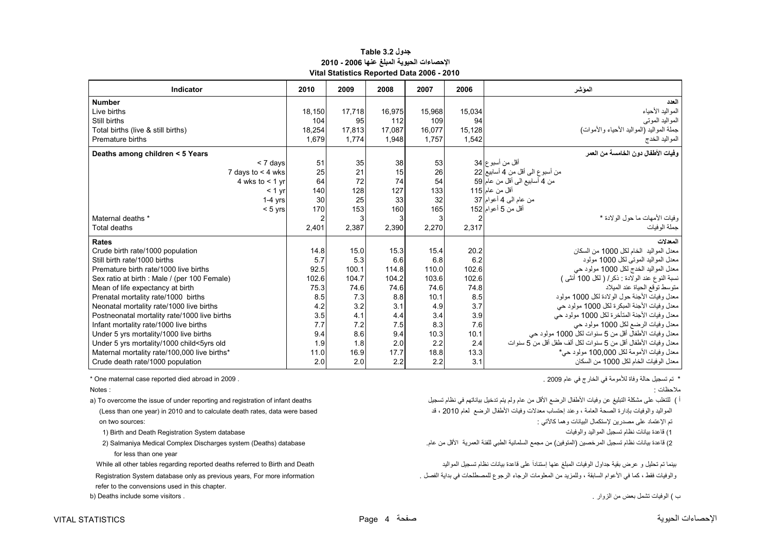# جدول 3.2 Table

# الاحصاءات الحيوية المبلغ عنها 2006 - 2010

# Vital Statistics Reported Data 2006 - 2010

| Indicator | 2010 | 2009 | 2008 | 2007 | 2006 | المؤشر |
|---|---|---|---|---|---|---|
| **Number** | | | | | | **العدد** |
| Live births | 18,150 | 17,718 | 16,975 | 15,968 | 15,034 | المواليد الأحياء |
| Still births | 104 | 95 | 112 | 109 | 94 | المواليد الموتى |
| Total births (live & still births) | 18,254 | 17,813 | 17,087 | 16,077 | 15,128 | جملة المواليد (المواليد الأحياء والأموات) |
| Premature births | 1,679 | 1,774 | 1,948 | 1,757 | 1,542 | المواليد الخدج |
| **Deaths among children < 5 Years** | | | | | | **وفيات الأطفال دون الخامسة من العمر** |
| < 7 days | 51 | 35 | 38 | 53 | 34 | أقل من أسبوع |
| 7 days to < 4 wks | 25 | 21 | 15 | 26 | 22 | من أسبوع الى أقل من 4 أسابيع |
| 4 wks to < 1 yr | 64 | 72 | 74 | 54 | 59 | من 4 أسابيع الى أقل من عام |
| < 1 yr | 140 | 128 | 127 | 133 | 115 | أقل من عام |
| 1-4 yrs | 30 | 25 | 33 | 32 | 37 | من عام الى 4 أعوام |
| < 5 yrs | 170 | 153 | 160 | 165 | 152 | أقل من 5 أعوام |
| Maternal deaths * | 2 | 3 | 3 | 3 | 2 | وفيات الأمهات ما حول الولادة * |
| Total deaths | 2,401 | 2,387 | 2,390 | 2,270 | 2,317 | جملة الوفيات |
| **Rates** | | | | | | **المعدلات** |
| Crude birth rate/1000 population | 14.8 | 15.0 | 15.3 | 15.4 | 20.2 | معدل المواليد الخام لكل 1000 من السكان |
| Still birth rate/1000 births | 5.7 | 5.3 | 6.6 | 6.8 | 6.2 | معدل المواليد الموتى لكل 1000 مولود |
| Premature birth rate/1000 live births | 92.5 | 100.1 | 114.8 | 110.0 | 102.6 | معدل المواليد الخدج لكل 1000 مولود حي |
| Sex ratio at birth : Male / (per 100 Female) | 102.6 | 104.7 | 104.2 | 103.6 | 102.6 | نسبة النوع عند الولادة : ذكر/ ( لكل 100 أنثى ) |
| Mean of life expectancy at birth | 75.3 | 74.6 | 74.6 | 74.6 | 74.8 | متوسط توقع الحياة عند الميلاد |
| Prenatal mortality rate/1000 births | 8.5 | 7.3 | 8.8 | 10.1 | 8.5 | معدل وفيات الأجنة حول الولادة لكل 1000 مولود |
| Neonatal mortality rate/1000 live births | 4.2 | 3.2 | 3.1 | 4.9 | 3.7 | معدل وفيات الأجنة المبكرة لكل 1000 مولود حي |
| Postneonatal mortality rate/1000 live births | 3.5 | 4.1 | 4.4 | 3.4 | 3.9 | معدل وفيات الأجنة المتأخرة لكل 1000 مولود حي |
| Infant mortality rate/1000 live births | 7.7 | 7.2 | 7.5 | 8.3 | 7.6 | معدل وفيات الرضع لكل 1000 مولود حي |
| Under 5 yrs mortality/1000 live births | 9.4 | 8.6 | 9.4 | 10.3 | 10.1 | معدل وفيات الأطفال أقل من 5 سنوات لكل 1000 مولود حي |
| Under 5 yrs mortality/1000 child<5yrs old | 1.9 | 1.8 | 2.0 | 2.2 | 2.4 | معدل وفيات الأطفال أقل من 5 سنوات لكل ألف طفل أقل من 5 سنوات |
| Maternal mortality rate/100,000 live births* | 11.0 | 16.9 | 17.7 | 18.8 | 13.3 | معدل وفيات الأمومة لكل 100,000 مولود حي* |
| Crude death rate/1000 population | 2.0 | 2.0 | 2.2 | 2.2 | 3.1 | معدل الوفيات الخام لكل 1000 من السكان |

\* One maternal case reported died abroad in 2009 .

\* تم تسجيل حالة وفاة للأمومة في الخارج في عام 2009 .

Notes :

a) To overcome the issue of under reporting and registration of infant deaths (Less than one year) in 2010 and to calculate death rates, data were based on two sources:

1) Birth and Death Registration System database

2) Salmaniya Medical Complex Discharges system (Deaths) database for less than one year

While all other tables regarding reported deaths referred to Birth and Death Registration System database only as previous years, For more information refer to the convensions used in this chapter.

b) Deaths include some visitors .

ملاحظات :

أ ) للتغلب على مشكلة التبليغ عن وفيات الأطفال الرضع الأقل من عام ولم يتم تدخيل بياناتهم في نظام تسجيل المواليد والوفيات بإدارة الصحة العامة ، وعند إحتساب معدلات وفيات الأطفال الرضع لعام 2010 ، قد تم الإعتماد على مصدرين لإستكمال البيانات وهما كالآتي :

1) قاعدة بيانات نظام تسجيل المواليد والوفيات

2) قاعدة بيانات نظام تسجيل المرخصين (المتوفين) من مجمع السلمانية الطبي للفئة العمرية الأقل من عام.

بينما تم تحليل و عرض بقية جداول الوفيات المبلغ عنها إستناداً على قاعدة بيانات نظام تسجيل المواليد والوفيات فقط ، كما في الأعوام السابقة ، وللمزيد من المعلومات الرجاء الرجوع للمصطلحات في بداية الفصل .

ب ) الوفيات تشمل بعض من الزوار .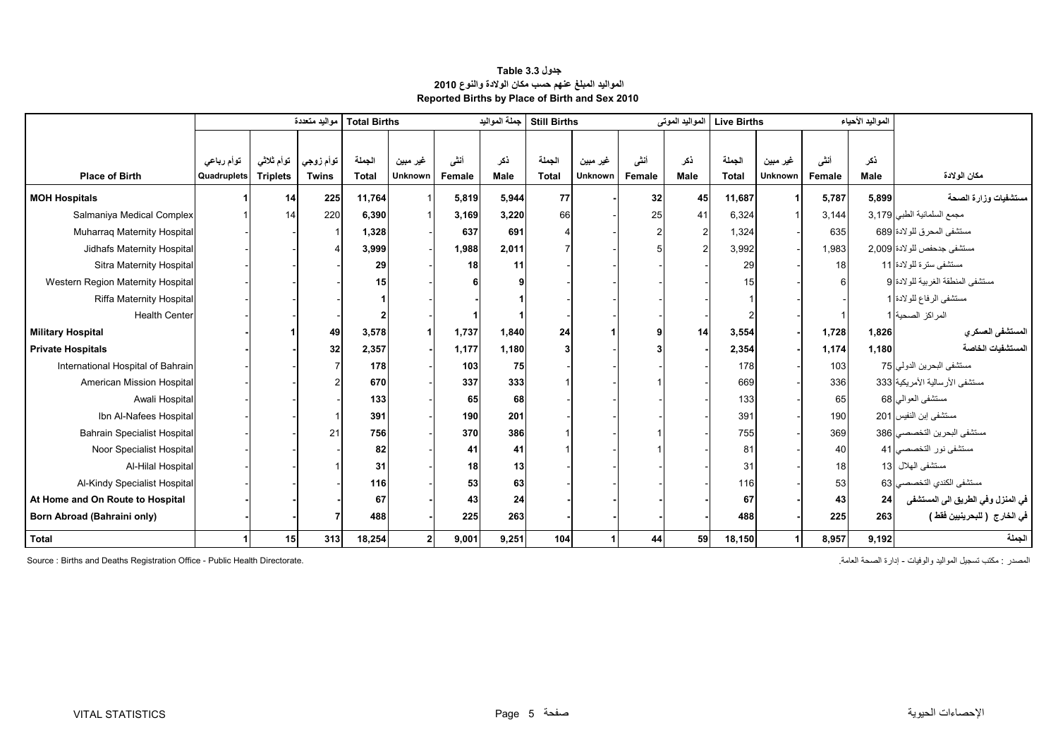**جدول 3.3 Table**

**المواليد المبلغ عنهم حسب مكان الولادة والنوع 2010**

**Reported Births by Place of Birth and Sex 2010**

| | مواليد متعددة | | | Total Births جملة المواليد | | | | Still Births المواليد الموتى | | | | Live Births المواليد الأحياء | | | | |
|---|---|---|---|---|---|---|---|---|---|---|---|---|---|---|---|---|
| **Place of Birth** | توأم رباعي Quadruplets | توأم ثلاثي Triplets | توأم زوجي Twins | الجملة Total | غير مبين Unknown | أنثى Female | ذكر Male | الجملة Total | غير مبين Unknown | أنثى Female | ذكر Male | الجملة Total | غير مبين Unknown | أنثى Female | ذكر Male | مكان الولادة |
| **MOH Hospitals** | **1** | **14** | **225** | **11,764** | **1** | **5,819** | **5,944** | **77** | **-** | **32** | **45** | **11,687** | **1** | **5,787** | **5,899** | **مستشفيات وزارة الصحة** |
| Salmaniya Medical Complex | 1 | 14 | 220 | **6,390** | 1 | **3,169** | **3,220** | 66 | - | 25 | 41 | 6,324 | 1 | 3,144 | 3,179 | مجمع السلمانية الطبي |
| Muharraq Maternity Hospital | - | - | 1 | **1,328** | - | **637** | **691** | 4 | - | 2 | 2 | 1,324 | - | 635 | 689 | مستشفى المحرق للولادة |
| Jidhafs Maternity Hospital | - | - | 4 | **3,999** | - | **1,988** | **2,011** | 7 | - | 5 | 2 | 3,992 | - | 1,983 | 2,009 | مستشفى جدحفص للولادة |
| Sitra Maternity Hospital | - | - | - | **29** | - | **18** | **11** | - | - | - | - | 29 | - | 18 | 11 | مستشفى سترة للولادة |
| Western Region Maternity Hospital | - | - | - | **15** | - | **6** | **9** | - | - | - | - | 15 | - | 6 | 9 | مستشفى المنطقة الغربية للولادة |
| Riffa Maternity Hospital | - | - | - | **1** | - | **-** | **1** | - | - | - | - | 1 | - | - | 1 | مستشفى الرفاع للولادة |
| Health Center | - | - | - | **2** | - | **1** | **1** | - | - | - | - | 2 | - | 1 | 1 | المراكز الصحية |
| **Military Hospital** | **-** | **1** | **49** | **3,578** | **1** | **1,737** | **1,840** | **24** | **1** | **9** | **14** | **3,554** | **-** | **1,728** | **1,826** | **المستشفى العسكري** |
| **Private Hospitals** | **-** | **-** | **32** | **2,357** | **-** | **1,177** | **1,180** | **3** | **-** | **3** | **-** | **2,354** | **-** | **1,174** | **1,180** | **المستشفيات الخاصة** |
| International Hospital of Bahrain | - | - | 7 | **178** | - | **103** | **75** | - | - | - | - | 178 | - | 103 | 75 | مستشفى البحرين الدولي |
| American Mission Hospital | - | - | 2 | **670** | - | **337** | **333** | 1 | - | 1 | - | 669 | - | 336 | 333 | مستشفى الأرسالية الأمريكية |
| Awali Hospital | - | - | - | **133** | - | **65** | **68** | - | - | - | - | 133 | - | 65 | 68 | مستشفى العوالي |
| Ibn Al-Nafees Hospital | - | - | 1 | **391** | - | **190** | **201** | - | - | - | - | 391 | - | 190 | 201 | مستشفى إبن النفيس |
| Bahrain Specialist Hospital | - | - | 21 | **756** | - | **370** | **386** | 1 | - | 1 | - | 755 | - | 369 | 386 | مستشفى البحرين التخصصي |
| Noor Specialist Hospital | - | - | - | **82** | - | **41** | **41** | 1 | - | 1 | - | 81 | - | 40 | 41 | مستشفى نور التخصصي |
| Al-Hilal Hospital | - | - | 1 | **31** | - | **18** | **13** | - | - | - | - | 31 | - | 18 | 13 | مستشفى الهلال |
| Al-Kindy Specialist Hospital | - | - | - | **116** | - | **53** | **63** | - | - | - | - | 116 | - | 53 | 63 | مستشفى الكندي التخصصي |
| **At Home and On Route to Hospital** | **-** | **-** | **-** | **67** | **-** | **43** | **24** | **-** | **-** | **-** | **-** | **67** | **-** | **43** | **24** | **في المنزل وفي الطريق الى المستشفى** |
| **Born Abroad (Bahraini only)** | **-** | **-** | **7** | **488** | **-** | **225** | **263** | **-** | **-** | **-** | **-** | **488** | **-** | **225** | **263** | **في الخارج ( للبحرينيين فقط )** |
| **Total** | **1** | **15** | **313** | **18,254** | **2** | **9,001** | **9,251** | **104** | **1** | **44** | **59** | **18,150** | **1** | **8,957** | **9,192** | **الجملة** |

Source : Births and Deaths Registration Office - Public Health Directorate.

المصدر : مكتب تسجيل المواليد والوفيات - إدارة الصحة العامة.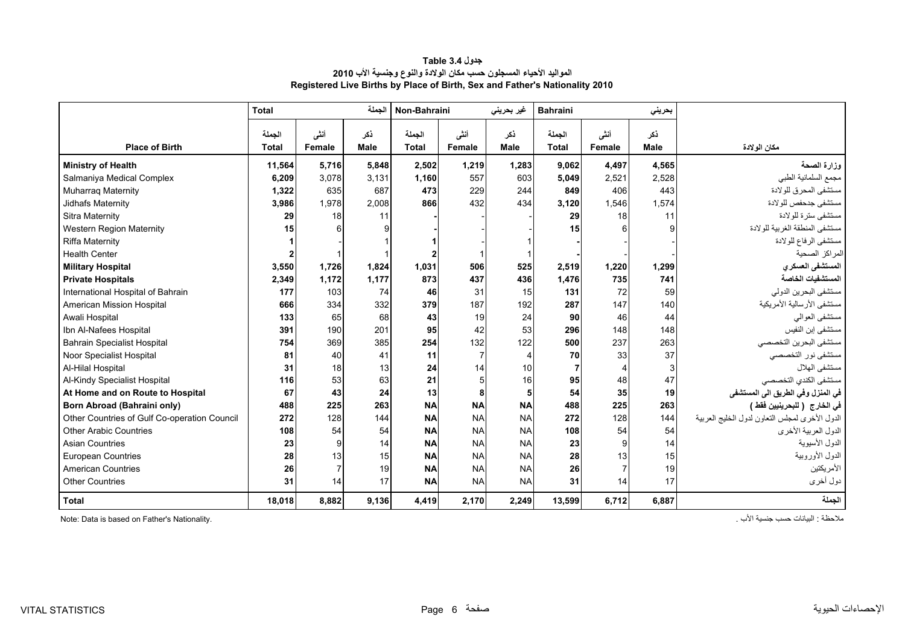**جدول 3.4 Table**

**المواليد الأحياء المسجلون حسب مكان الولادة والنوع وجنسية الأب 2010**

**Registered Live Births by Place of Birth, Sex and Father's Nationality 2010**

| | Total | | الجملة | Non-Bahraini | | غير بحريني | Bahraini | | بحريني | |
|---|---|---|---|---|---|---|---|---|---|---|
| **Place of Birth** | الجملة **Total** | أنثى **Female** | ذكر **Male** | الجملة **Total** | أنثى **Female** | ذكر **Male** | الجملة **Total** | أنثى **Female** | ذكر **Male** | **مكان الولادة** |
| **Ministry of Health** | **11,564** | **5,716** | **5,848** | **2,502** | **1,219** | **1,283** | **9,062** | **4,497** | **4,565** | **وزارة الصحة** |
| Salmaniya Medical Complex | **6,209** | 3,078 | 3,131 | **1,160** | 557 | 603 | **5,049** | 2,521 | 2,528 | مجمع السلمانية الطبي |
| Muharraq Maternity | **1,322** | 635 | 687 | **473** | 229 | 244 | **849** | 406 | 443 | مستشفى المحرق للولادة |
| Jidhafs Maternity | **3,986** | 1,978 | 2,008 | **866** | 432 | 434 | **3,120** | 1,546 | 1,574 | مستشفى جدحفص للولادة |
| Sitra Maternity | **29** | 18 | 11 | **-** | - | - | **29** | 18 | 11 | مستشفى سترة للولادة |
| Western Region Maternity | **15** | 6 | 9 | **-** | - | - | **15** | 6 | 9 | مستشفى المنطقة الغربية للولادة |
| Riffa Maternity | **1** | - | 1 | **1** | - | 1 | **-** | - | - | مستشفى الرفاع للولادة |
| Health Center | **2** | 1 | 1 | **2** | 1 | 1 | **-** | - | - | المراكز الصحية |
| **Military Hospital** | **3,550** | **1,726** | **1,824** | **1,031** | **506** | **525** | **2,519** | **1,220** | **1,299** | **المستشفى العسكري** |
| **Private Hospitals** | **2,349** | **1,172** | **1,177** | **873** | **437** | **436** | **1,476** | **735** | **741** | **المستشفيات الخاصة** |
| International Hospital of Bahrain | **177** | 103 | 74 | **46** | 31 | 15 | **131** | 72 | 59 | مستشفى البحرين الدولي |
| American Mission Hospital | **666** | 334 | 332 | **379** | 187 | 192 | **287** | 147 | 140 | مستشفى الأرسالية الأمريكية |
| Awali Hospital | **133** | 65 | 68 | **43** | 19 | 24 | **90** | 46 | 44 | مستشفى العوالي |
| Ibn Al-Nafees Hospital | **391** | 190 | 201 | **95** | 42 | 53 | **296** | 148 | 148 | مستشفى إبن النفيس |
| Bahrain Specialist Hospital | **754** | 369 | 385 | **254** | 132 | 122 | **500** | 237 | 263 | مستشفى البحرين التخصصي |
| Noor Specialist Hospital | **81** | 40 | 41 | **11** | 7 | 4 | **70** | 33 | 37 | مستشفى نور التخصصي |
| Al-Hilal Hospital | **31** | 18 | 13 | **24** | 14 | 10 | **7** | 4 | 3 | مستشفى الهلال |
| Al-Kindy Specialist Hospital | **116** | 53 | 63 | **21** | 5 | 16 | **95** | 48 | 47 | مستشفى الكندي التخصصي |
| **At Home and on Route to Hospital** | **67** | **43** | **24** | **13** | **8** | **5** | **54** | **35** | **19** | **في المنزل وفي الطريق الى المستشفى** |
| **Born Abroad (Bahraini only)** | **488** | **225** | **263** | **NA** | **NA** | **NA** | **488** | **225** | **263** | **في الخارج ( للبحرينيين فقط )** |
| Other Countries of Gulf Co-operation Council | **272** | 128 | 144 | **NA** | NA | NA | **272** | 128 | 144 | الدول الأخرى لمجلس التعاون لدول الخليج العربية |
| Other Arabic Countries | **108** | 54 | 54 | **NA** | NA | NA | **108** | 54 | 54 | الدول العربية الأخرى |
| Asian Countries | **23** | 9 | 14 | **NA** | NA | NA | **23** | 9 | 14 | الدول الأسيوية |
| European Countries | **28** | 13 | 15 | **NA** | NA | NA | **28** | 13 | 15 | الدول الأوروبية |
| American Countries | **26** | 7 | 19 | **NA** | NA | NA | **26** | 7 | 19 | الأمريكتين |
| Other Countries | **31** | 14 | 17 | **NA** | NA | NA | **31** | 14 | 17 | دول أخرى |
| **Total** | **18,018** | **8,882** | **9,136** | **4,419** | **2,170** | **2,249** | **13,599** | **6,712** | **6,887** | **الجملة** |

Note: Data is based on Father's Nationality.

ملاحظة : البيانات حسب جنسية الأب .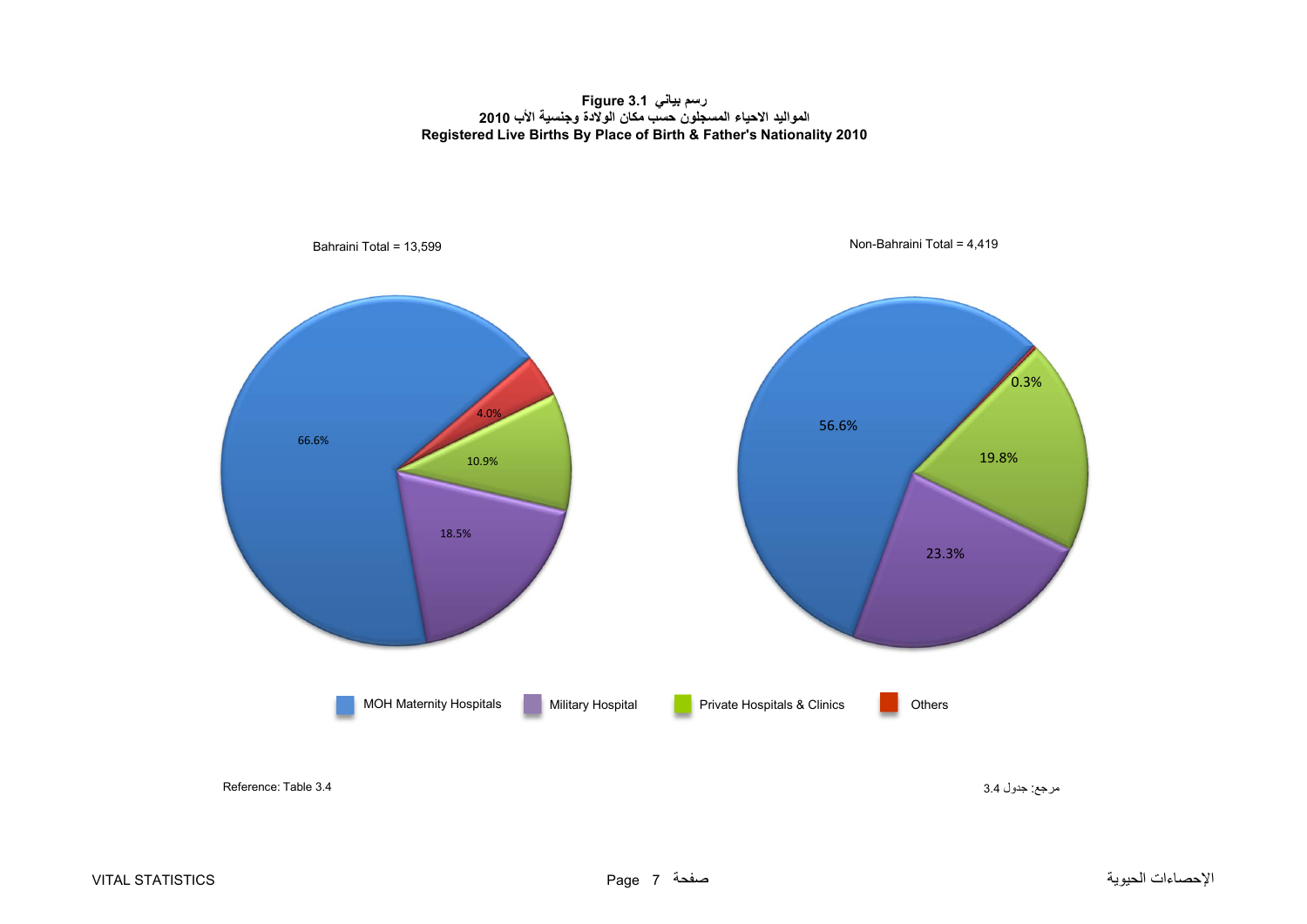**Figure 3.1 رسم بياني**

**المواليد الاحياء المسجلون حسب مكان الولادة وجنسية الأب 2010**

**Registered Live Births By Place of Birth & Father's Nationality 2010**

Bahraini Total = 13,599

Non-Bahraini Total = 4,419

| | Bahraini | Non-Bahraini |
|---|---|---|
| MOH Maternity Hospitals | 66.6% | 56.6% |
| Military Hospital | 18.5% | 23.3% |
| Private Hospitals & Clinics | 10.9% | 19.8% |
| Others | 4.0% | 0.3% |

Reference: Table 3.4

مرجع: جدول 3.4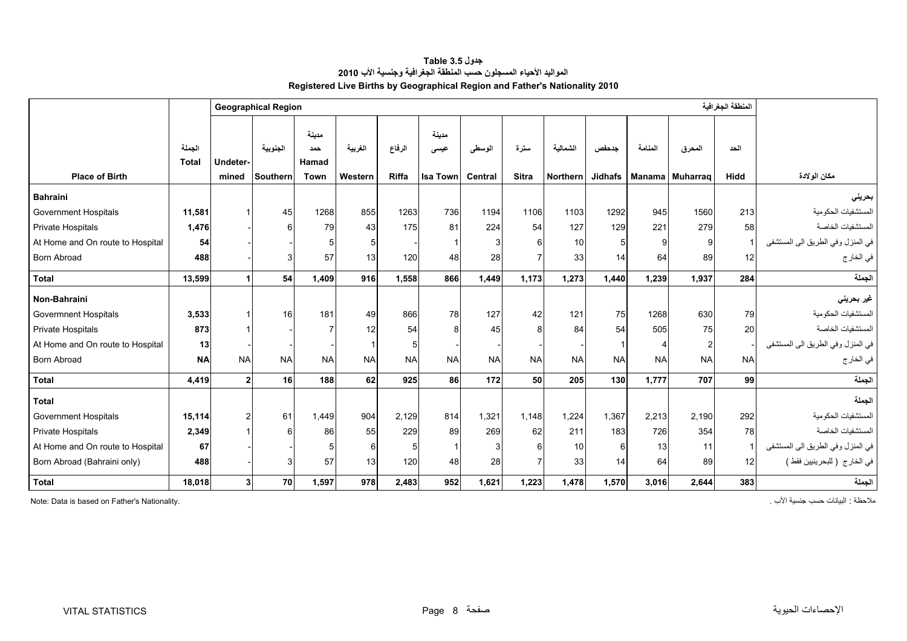**جدول 3.5 Table**

**المواليد الأحياء المسجلون حسب المنطقة الجغرافية وجنسية الأب 2010**

**Registered Live Births by Geographical Region and Father's Nationality 2010**

| | | Geographical Region | | | | | | | | | | | | المنطقة الجغرافية | |
|---|---|---|---|---|---|---|---|---|---|---|---|---|---|---|---|
| **Place of Birth** | الجملة Total | Undeter-mined | الجنوبية Southern | مدينة حمد Hamad Town | الغربية Western | الرفاع Riffa | مدينة عيسى Isa Town | الوسطى Central | سترة Sitra | الشمالية Northern | جدحفص Jidhafs | المنامة Manama | المحرق Muharraq | الحد Hidd | مكان الولادة |
| **Bahraini** | | | | | | | | | | | | | | | **بحريني** |
| Government Hospitals | **11,581** | 1 | 45 | 1268 | 855 | 1263 | 736 | 1194 | 1106 | 1103 | 1292 | 945 | 1560 | 213 | المستشفيات الحكومية |
| Private Hospitals | **1,476** | - | 6 | 79 | 43 | 175 | 81 | 224 | 54 | 127 | 129 | 221 | 279 | 58 | المستشفيات الخاصة |
| At Home and On route to Hospital | **54** | - | - | 5 | 5 | - | 1 | 3 | 6 | 10 | 5 | 9 | 9 | 1 | في المنزل وفي الطريق الى المستشفى |
| Born Abroad | **488** | - | 3 | 57 | 13 | 120 | 48 | 28 | 7 | 33 | 14 | 64 | 89 | 12 | في الخارج |
| **Total** | **13,599** | **1** | **54** | **1,409** | **916** | **1,558** | **866** | **1,449** | **1,173** | **1,273** | **1,440** | **1,239** | **1,937** | **284** | **الجملة** |
| **Non-Bahraini** | | | | | | | | | | | | | | | **غير بحريني** |
| Govermnent Hospitals | **3,533** | 1 | 16 | 181 | 49 | 866 | 78 | 127 | 42 | 121 | 75 | 1268 | 630 | 79 | المستشفيات الحكومية |
| Private Hospitals | **873** | 1 | - | 7 | 12 | 54 | 8 | 45 | 8 | 84 | 54 | 505 | 75 | 20 | المستشفيات الخاصة |
| At Home and On route to Hospital | **13** | - | - | - | 1 | 5 | - | - | - | - | 1 | 4 | 2 | - | في المنزل وفي الطريق الى المستشفى |
| Born Abroad | **NA** | NA | NA | NA | NA | NA | NA | NA | NA | NA | NA | NA | NA | NA | في الخارج |
| **Total** | **4,419** | **2** | **16** | **188** | **62** | **925** | **86** | **172** | **50** | **205** | **130** | **1,777** | **707** | **99** | **الجملة** |
| **Total** | | | | | | | | | | | | | | | **الجملة** |
| Government Hospitals | **15,114** | 2 | 61 | 1,449 | 904 | 2,129 | 814 | 1,321 | 1,148 | 1,224 | 1,367 | 2,213 | 2,190 | 292 | المستشفيات الحكومية |
| Private Hospitals | **2,349** | 1 | 6 | 86 | 55 | 229 | 89 | 269 | 62 | 211 | 183 | 726 | 354 | 78 | المستشفيات الخاصة |
| At Home and On route to Hospital | **67** | - | - | 5 | 6 | 5 | 1 | 3 | 6 | 10 | 6 | 13 | 11 | 1 | في المنزل وفي الطريق الى المستشفى |
| Born Abroad (Bahraini only) | **488** | - | 3 | 57 | 13 | 120 | 48 | 28 | 7 | 33 | 14 | 64 | 89 | 12 | في الخارج ( للبحرينيين فقط ) |
| **Total** | **18,018** | **3** | **70** | **1,597** | **978** | **2,483** | **952** | **1,621** | **1,223** | **1,478** | **1,570** | **3,016** | **2,644** | **383** | **الجملة** |

Note: Data is based on Father's Nationality.

ملاحظة : البيانات حسب جنسية الأب .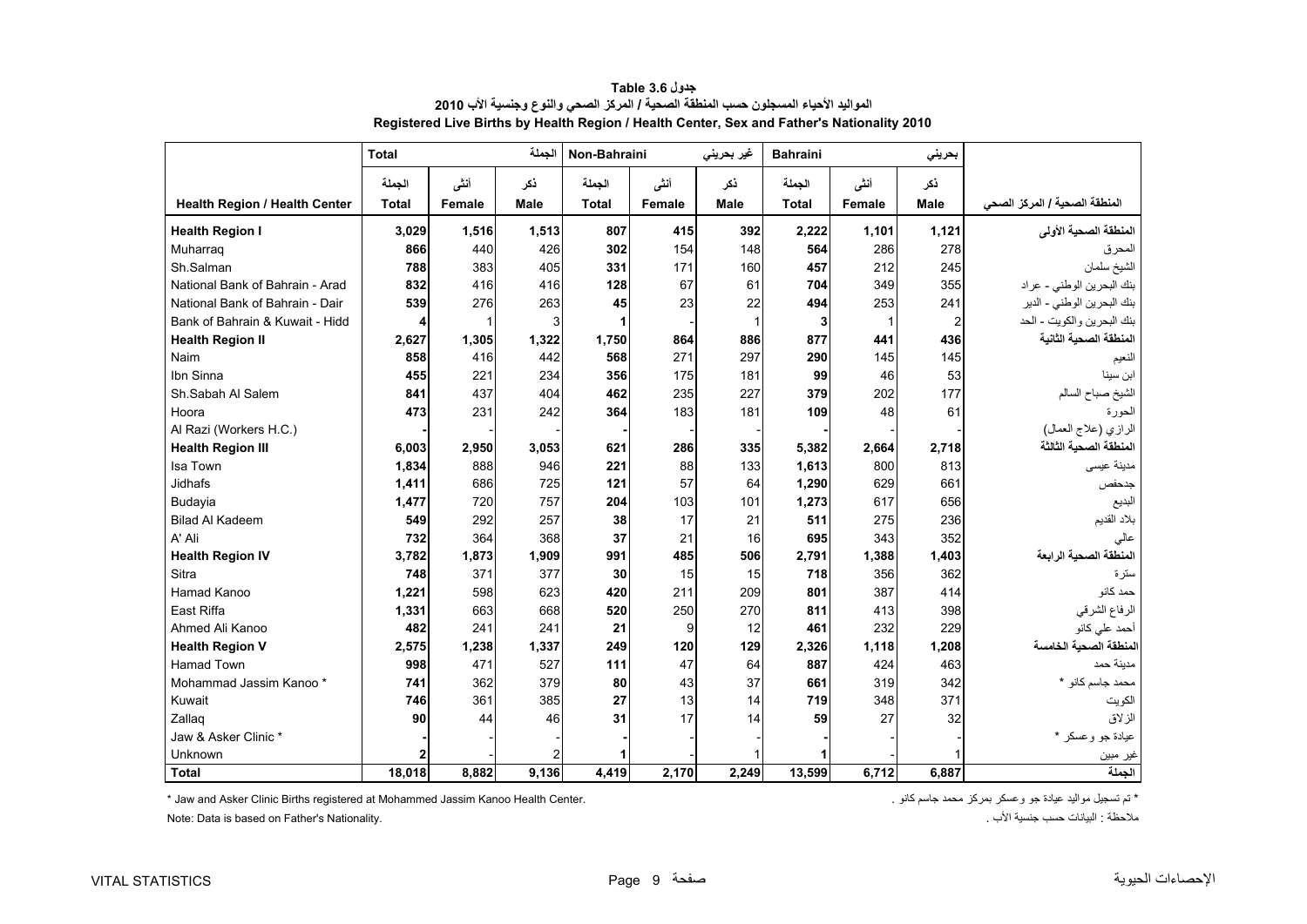# جدول 3.6 Table

## المواليد الأحياء المسجلون حسب المنطقة الصحية / المركز الصحي والنوع وجنسية الأب 2010

## Registered Live Births by Health Region / Health Center, Sex and Father's Nationality 2010

| | Total | | الجملة | Non-Bahraini | | غير بحريني | Bahraini | | بحريني | |
|---|---|---|---|---|---|---|---|---|---|---|
| | الجملة | أنثى | ذكر | الجملة | أنثى | ذكر | الجملة | أنثى | ذكر | |
| **Health Region / Health Center** | **Total** | **Female** | **Male** | **Total** | **Female** | **Male** | **Total** | **Female** | **Male** | **المنطقة الصحية / المركز الصحي** |
| **Health Region I** | **3,029** | **1,516** | **1,513** | **807** | **415** | **392** | **2,222** | **1,101** | **1,121** | **المنطقة الصحية الأولى** |
| Muharraq | **866** | 440 | 426 | **302** | 154 | 148 | **564** | 286 | 278 | المحرق |
| Sh.Salman | **788** | 383 | 405 | **331** | 171 | 160 | **457** | 212 | 245 | الشيخ سلمان |
| National Bank of Bahrain - Arad | **832** | 416 | 416 | **128** | 67 | 61 | **704** | 349 | 355 | بنك البحرين الوطني - عراد |
| National Bank of Bahrain - Dair | **539** | 276 | 263 | **45** | 23 | 22 | **494** | 253 | 241 | بنك البحرين الوطني - الدير |
| Bank of Bahrain & Kuwait - Hidd | **4** | 1 | 3 | **1** | - | 1 | **3** | 1 | 2 | بنك البحرين والكويت - الحد |
| **Health Region II** | **2,627** | **1,305** | **1,322** | **1,750** | **864** | **886** | **877** | **441** | **436** | **المنطقة الصحية الثانية** |
| Naim | **858** | 416 | 442 | **568** | 271 | 297 | **290** | 145 | 145 | النعيم |
| Ibn Sinna | **455** | 221 | 234 | **356** | 175 | 181 | **99** | 46 | 53 | ابن سينا |
| Sh.Sabah Al Salem | **841** | 437 | 404 | **462** | 235 | 227 | **379** | 202 | 177 | الشيخ صباح السالم |
| Hoora | **473** | 231 | 242 | **364** | 183 | 181 | **109** | 48 | 61 | الحورة |
| Al Razi (Workers H.C.) | **-** | - | - | **-** | - | - | **-** | - | - | الرازي (علاج العمال) |
| **Health Region III** | **6,003** | **2,950** | **3,053** | **621** | **286** | **335** | **5,382** | **2,664** | **2,718** | **المنطقة الصحية الثالثة** |
| Isa Town | **1,834** | 888 | 946 | **221** | 88 | 133 | **1,613** | 800 | 813 | مدينة عيسى |
| Jidhafs | **1,411** | 686 | 725 | **121** | 57 | 64 | **1,290** | 629 | 661 | جدحفص |
| Budayia | **1,477** | 720 | 757 | **204** | 103 | 101 | **1,273** | 617 | 656 | البديع |
| Bilad Al Kadeem | **549** | 292 | 257 | **38** | 17 | 21 | **511** | 275 | 236 | بلاد القديم |
| A' Ali | **732** | 364 | 368 | **37** | 21 | 16 | **695** | 343 | 352 | عالي |
| **Health Region IV** | **3,782** | **1,873** | **1,909** | **991** | **485** | **506** | **2,791** | **1,388** | **1,403** | **المنطقة الصحية الرابعة** |
| Sitra | **748** | 371 | 377 | **30** | 15 | 15 | **718** | 356 | 362 | سترة |
| Hamad Kanoo | **1,221** | 598 | 623 | **420** | 211 | 209 | **801** | 387 | 414 | حمد كانو |
| East Riffa | **1,331** | 663 | 668 | **520** | 250 | 270 | **811** | 413 | 398 | الرفاع الشرقي |
| Ahmed Ali Kanoo | **482** | 241 | 241 | **21** | 9 | 12 | **461** | 232 | 229 | أحمد علي كانو |
| **Health Region V** | **2,575** | **1,238** | **1,337** | **249** | **120** | **129** | **2,326** | **1,118** | **1,208** | **المنطقة الصحية الخامسة** |
| Hamad Town | **998** | 471 | 527 | **111** | 47 | 64 | **887** | 424 | 463 | مدينة حمد |
| Mohammad Jassim Kanoo * | **741** | 362 | 379 | **80** | 43 | 37 | **661** | 319 | 342 | محمد جاسم كانو * |
| Kuwait | **746** | 361 | 385 | **27** | 13 | 14 | **719** | 348 | 371 | الكويت |
| Zallaq | **90** | 44 | 46 | **31** | 17 | 14 | **59** | 27 | 32 | الزلاق |
| Jaw & Asker Clinic * | **-** | - | - | **-** | - | - | **-** | - | - | عيادة جو وعسكر * |
| Unknown | **2** | - | 2 | **1** | - | 1 | **1** | - | 1 | غير مبين |
| **Total** | **18,018** | **8,882** | **9,136** | **4,419** | **2,170** | **2,249** | **13,599** | **6,712** | **6,887** | **الجملة** |

* Jaw and Asker Clinic Births registered at Mohammed Jassim Kanoo Health Center.

* تم تسجيل مواليد عيادة جو وعسكر بمركز محمد جاسم كانو .

Note: Data is based on Father's Nationality.

ملاحظة : البيانات حسب جنسية الأب .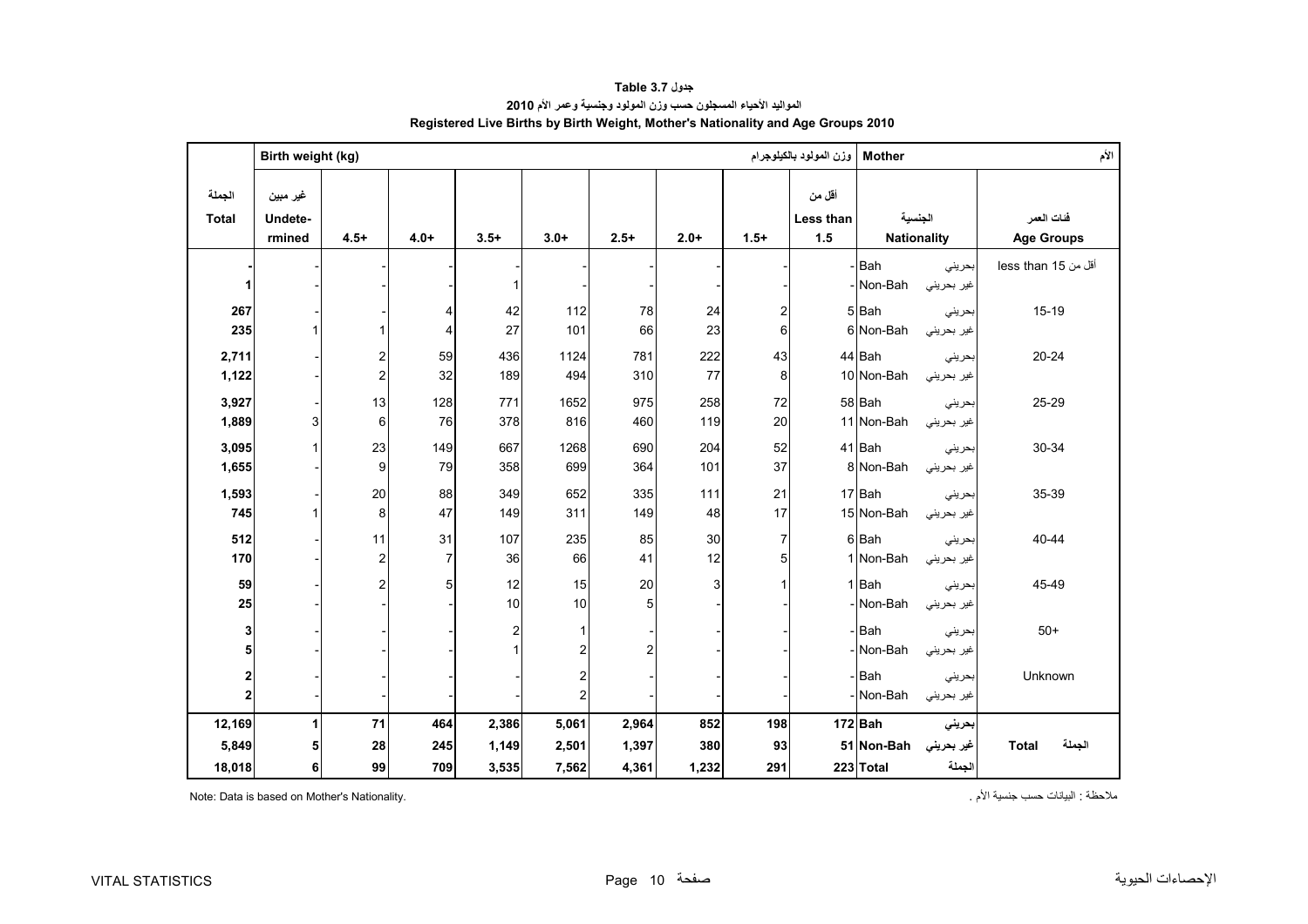**جدول Table 3.7**

**المواليد الأحياء المسجلون حسب وزن المولود وجنسية وعمر الأم 2010**

**Registered Live Births by Birth Weight, Mother's Nationality and Age Groups 2010**

| الجملة Total | غير مبين Undetermined | 4.5+ | 4.0+ | 3.5+ | 3.0+ | 2.5+ | 2.0+ | 1.5+ | أقل من Less than 1.5 | الجنسية Nationality | | فئات العمر Age Groups |
|---|---|---|---|---|---|---|---|---|---|---|---|---|
| Birth weight (kg) وزن المولود بالكيلوجرام | | | | | | | | | | Mother الأم | | |
| - | - | - | - | - | - | - | - | - | - | Bah | بحريني | less than 15 أقل من 15 |
| 1 | - | - | - | 1 | - | - | - | - | - | Non-Bah | غير بحريني | |
| 267 | - | - | 4 | 42 | 112 | 78 | 24 | 2 | 5 | Bah | بحريني | 15-19 |
| 235 | 1 | 1 | 4 | 27 | 101 | 66 | 23 | 6 | 6 | Non-Bah | غير بحريني | |
| 2,711 | - | 2 | 59 | 436 | 1124 | 781 | 222 | 43 | 44 | Bah | بحريني | 20-24 |
| 1,122 | - | 2 | 32 | 189 | 494 | 310 | 77 | 8 | 10 | Non-Bah | غير بحريني | |
| 3,927 | - | 13 | 128 | 771 | 1652 | 975 | 258 | 72 | 58 | Bah | بحريني | 25-29 |
| 1,889 | 3 | 6 | 76 | 378 | 816 | 460 | 119 | 20 | 11 | Non-Bah | غير بحريني | |
| 3,095 | 1 | 23 | 149 | 667 | 1268 | 690 | 204 | 52 | 41 | Bah | بحريني | 30-34 |
| 1,655 | - | 9 | 79 | 358 | 699 | 364 | 101 | 37 | 8 | Non-Bah | غير بحريني | |
| 1,593 | - | 20 | 88 | 349 | 652 | 335 | 111 | 21 | 17 | Bah | بحريني | 35-39 |
| 745 | 1 | 8 | 47 | 149 | 311 | 149 | 48 | 17 | 15 | Non-Bah | غير بحريني | |
| 512 | - | 11 | 31 | 107 | 235 | 85 | 30 | 7 | 6 | Bah | بحريني | 40-44 |
| 170 | - | 2 | 7 | 36 | 66 | 41 | 12 | 5 | 1 | Non-Bah | غير بحريني | |
| 59 | - | 2 | 5 | 12 | 15 | 20 | 3 | 1 | 1 | Bah | بحريني | 45-49 |
| 25 | - | - | - | 10 | 10 | 5 | - | - | - | Non-Bah | غير بحريني | |
| 3 | - | - | - | 2 | 1 | - | - | - | - | Bah | بحريني | 50+ |
| 5 | - | - | - | 1 | 2 | 2 | - | - | - | Non-Bah | غير بحريني | |
| 2 | - | - | - | - | 2 | - | - | - | - | Bah | بحريني | Unknown |
| 2 | - | - | - | - | 2 | - | - | - | - | Non-Bah | غير بحريني | |
| **12,169** | **1** | **71** | **464** | **2,386** | **5,061** | **2,964** | **852** | **198** | **172** | **Bah** | **بحريني** | **Total الجملة** |
| **5,849** | **5** | **28** | **245** | **1,149** | **2,501** | **1,397** | **380** | **93** | **51** | **Non-Bah** | **غير بحريني** | |
| **18,018** | **6** | **99** | **709** | **3,535** | **7,562** | **4,361** | **1,232** | **291** | **223** | **Total** | **الجملة** | |

Note: Data is based on Mother's Nationality.

ملاحظة : البيانات حسب جنسية الأم .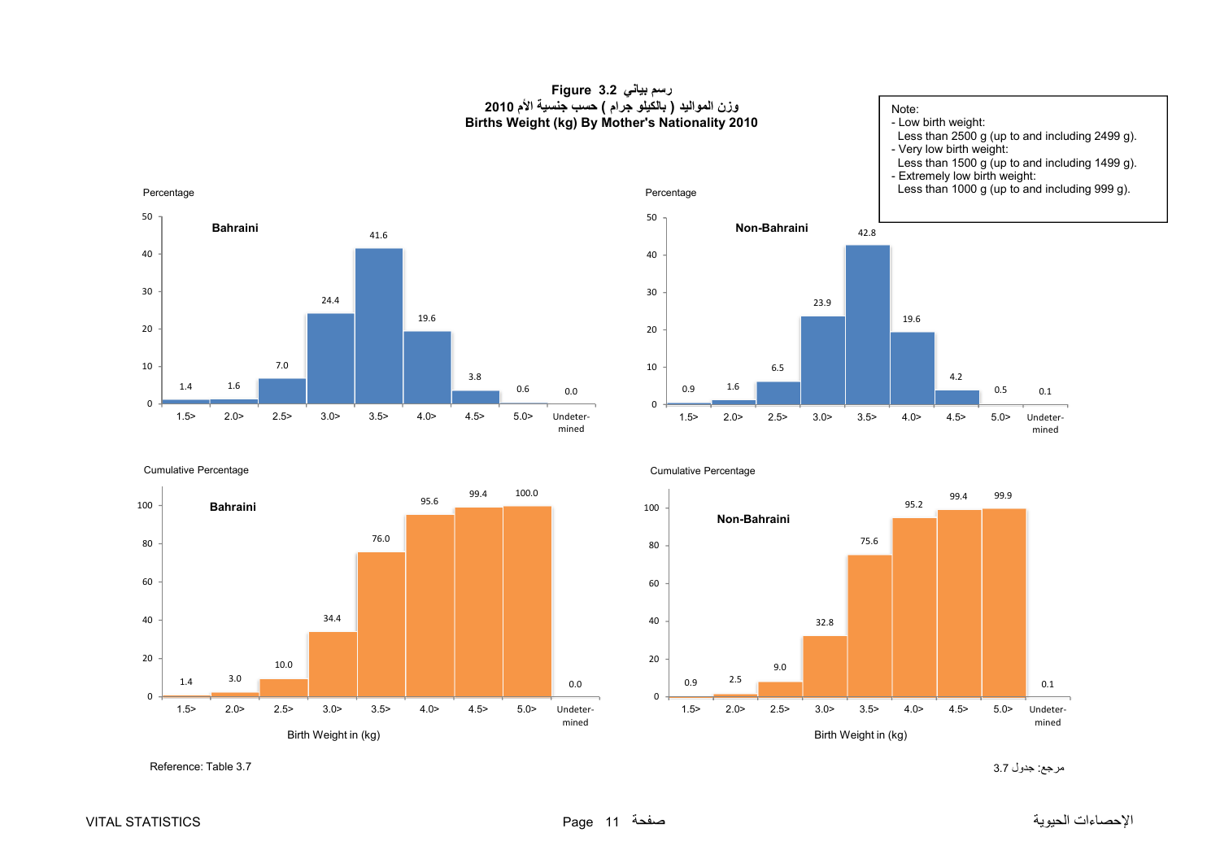**رسم بياني Figure 3.2**

**وزن المواليد ( بالكيلو جرام ) حسب جنسية الأم 2010**

**Births Weight (kg) By Mother's Nationality 2010**

Note:
- Low birth weight:
  Less than 2500 g (up to and including 2499 g).
- Very low birth weight:
  Less than 1500 g (up to and including 1499 g).
- Extremely low birth weight:
  Less than 1000 g (up to and including 999 g).

Percentage

| Birth Weight in (kg) | Bahraini | Non-Bahraini |
|---|---|---|
| 1.5> | 1.4 | 0.9 |
| 2.0> | 1.6 | 1.6 |
| 2.5> | 7.0 | 6.5 |
| 3.0> | 24.4 | 23.9 |
| 3.5> | 41.6 | 42.8 |
| 4.0> | 19.6 | 19.6 |
| 4.5> | 3.8 | 4.2 |
| 5.0> | 0.6 | 0.5 |
| Undeter-mined | 0.0 | 0.1 |

Cumulative Percentage

| Birth Weight in (kg) | Bahraini | Non-Bahraini |
|---|---|---|
| 1.5> | 1.4 | 0.9 |
| 2.0> | 3.0 | 2.5 |
| 2.5> | 10.0 | 9.0 |
| 3.0> | 34.4 | 32.8 |
| 3.5> | 76.0 | 75.6 |
| 4.0> | 95.6 | 95.2 |
| 4.5> | 99.4 | 99.4 |
| 5.0> | 100.0 | 99.9 |
| Undeter-mined | 0.0 | 0.1 |

Reference: Table 3.7

مرجع: جدول 3.7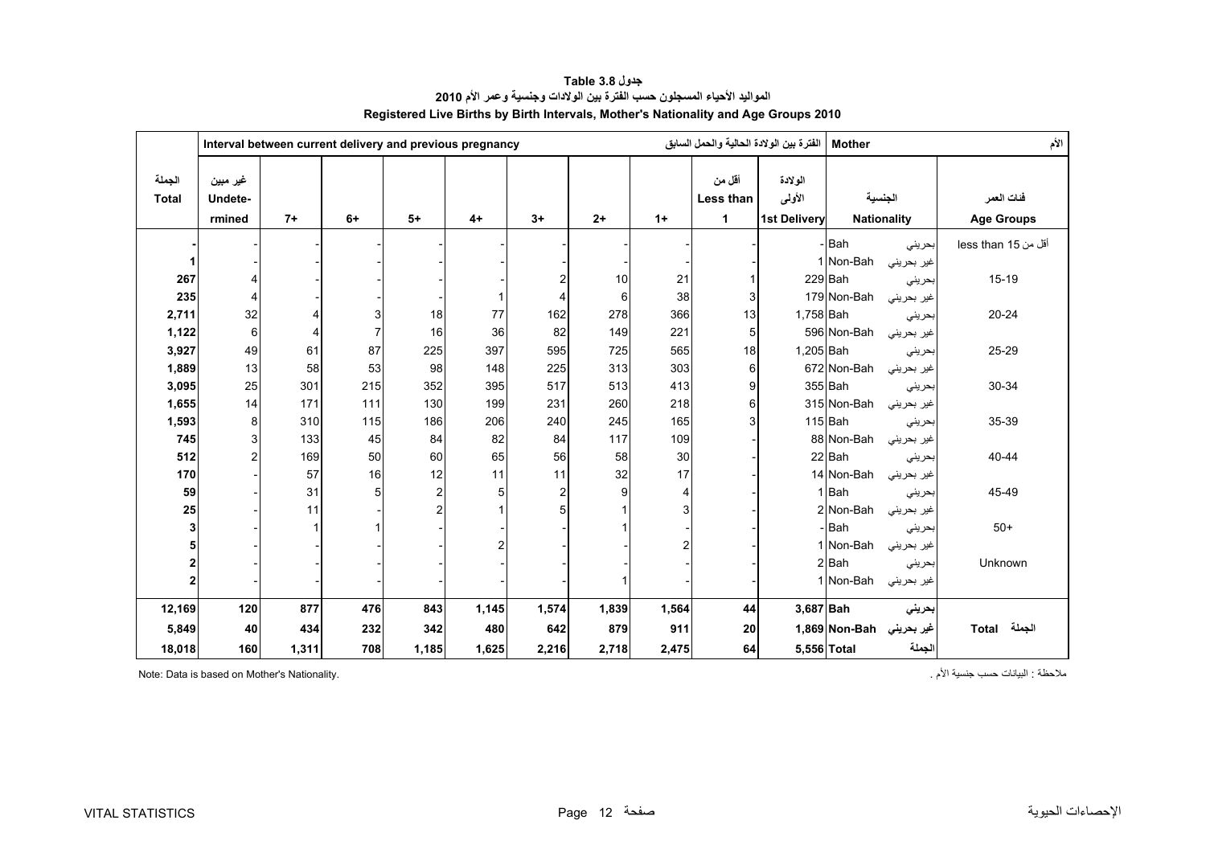**جدول 3.8 Table**

**المواليد الأحياء المسجلون حسب الفترة بين الولادات وجنسية وعمر الأم 2010**

**Registered Live Births by Birth Intervals, Mother's Nationality and Age Groups 2010**

| الجملة Total | غير مبين Undetermined | 7+ | 6+ | 5+ | 4+ | 3+ | 2+ | 1+ | أقل من Less than 1 | الولادة الأولى 1st Delivery | الجنسية Nationality | | فئات العمر Age Groups |
|---|---|---|---|---|---|---|---|---|---|---|---|---|---|
| Interval between current delivery and previous pregnancy الفترة بين الولادة الحالية والحمل السابق | | | | | | | | | | | Mother | | الأم |
| - | - | - | - | - | - | - | - | - | - | - | Bah | بحريني | less than 15 أقل من |
| 1 | - | - | - | - | - | - | - | - | - | 1 | Non-Bah | غير بحريني | |
| 267 | 4 | - | - | - | - | 2 | 10 | 21 | 1 | 229 | Bah | بحريني | 15-19 |
| 235 | 4 | - | - | - | 1 | 4 | 6 | 38 | 3 | 179 | Non-Bah | غير بحريني | |
| 2,711 | 32 | 4 | 3 | 18 | 77 | 162 | 278 | 366 | 13 | 1,758 | Bah | بحريني | 20-24 |
| 1,122 | 6 | 4 | 7 | 16 | 36 | 82 | 149 | 221 | 5 | 596 | Non-Bah | غير بحريني | |
| 3,927 | 49 | 61 | 87 | 225 | 397 | 595 | 725 | 565 | 18 | 1,205 | Bah | بحريني | 25-29 |
| 1,889 | 13 | 58 | 53 | 98 | 148 | 225 | 313 | 303 | 6 | 672 | Non-Bah | غير بحريني | |
| 3,095 | 25 | 301 | 215 | 352 | 395 | 517 | 513 | 413 | 9 | 355 | Bah | بحريني | 30-34 |
| 1,655 | 14 | 171 | 111 | 130 | 199 | 231 | 260 | 218 | 6 | 315 | Non-Bah | غير بحريني | |
| 1,593 | 8 | 310 | 115 | 186 | 206 | 240 | 245 | 165 | 3 | 115 | Bah | بحريني | 35-39 |
| 745 | 3 | 133 | 45 | 84 | 82 | 84 | 117 | 109 | - | 88 | Non-Bah | غير بحريني | |
| 512 | 2 | 169 | 50 | 60 | 65 | 56 | 58 | 30 | - | 22 | Bah | بحريني | 40-44 |
| 170 | - | 57 | 16 | 12 | 11 | 11 | 32 | 17 | - | 14 | Non-Bah | غير بحريني | |
| 59 | - | 31 | 5 | 2 | 5 | 2 | 9 | 4 | - | 1 | Bah | بحريني | 45-49 |
| 25 | - | 11 | - | 2 | 1 | 5 | 1 | 3 | - | 2 | Non-Bah | غير بحريني | |
| 3 | - | 1 | 1 | - | - | - | 1 | - | - | - | Bah | بحريني | 50+ |
| 5 | - | - | - | - | 2 | - | - | 2 | - | 1 | Non-Bah | غير بحريني | |
| 2 | - | - | - | - | - | - | - | - | - | 2 | Bah | بحريني | Unknown |
| 2 | - | - | - | - | - | - | 1 | - | - | 1 | Non-Bah | غير بحريني | |
| **12,169** | **120** | **877** | **476** | **843** | **1,145** | **1,574** | **1,839** | **1,564** | **44** | **3,687** | **Bah** | **بحريني** | **Total الجملة** |
| **5,849** | **40** | **434** | **232** | **342** | **480** | **642** | **879** | **911** | **20** | **1,869** | **Non-Bah** | **غير بحريني** | |
| **18,018** | **160** | **1,311** | **708** | **1,185** | **1,625** | **2,216** | **2,718** | **2,475** | **64** | **5,556** | **Total** | **الجملة** | |

Note: Data is based on Mother's Nationality.

ملاحظة : البيانات حسب جنسية الأم .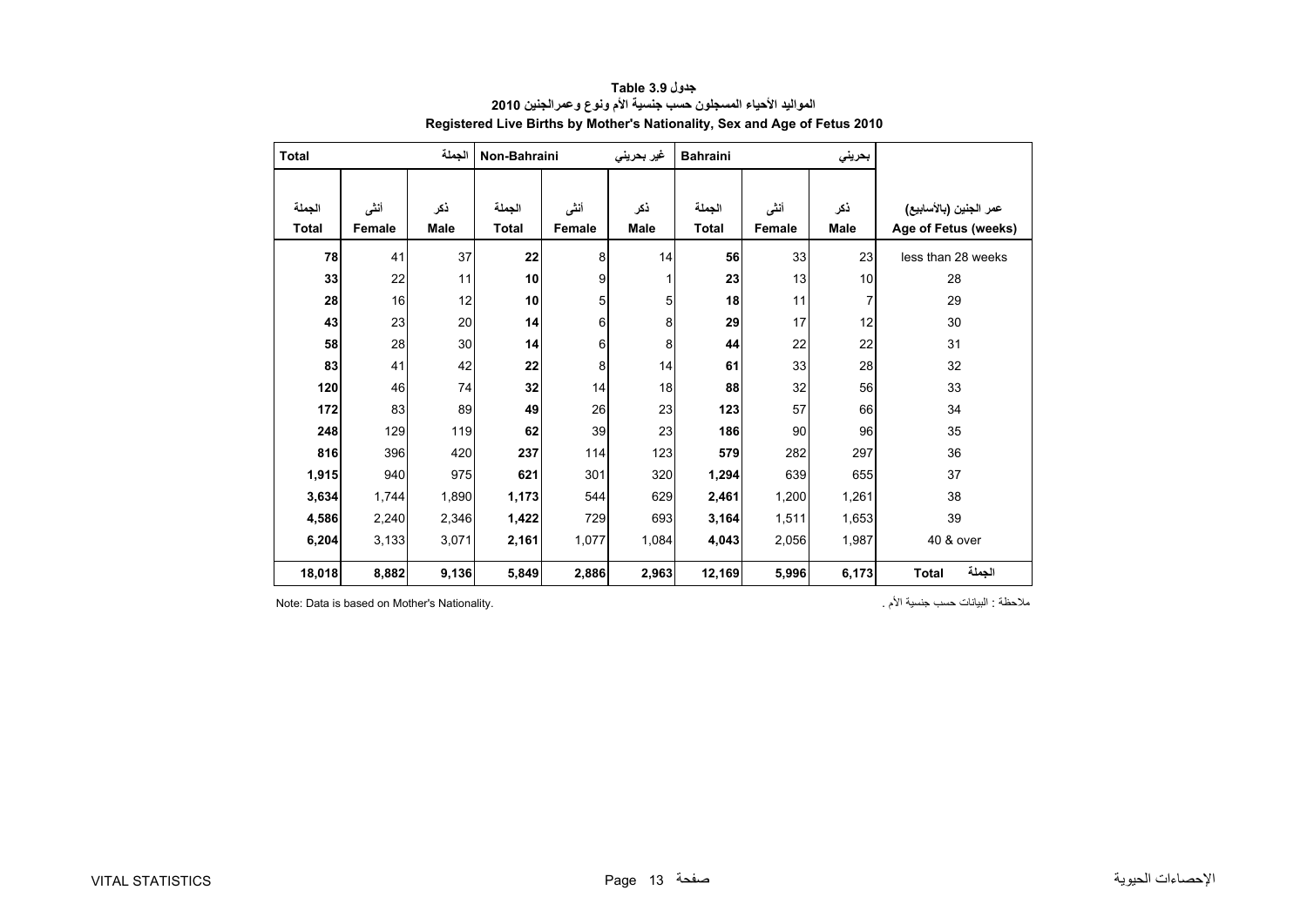# جدول Table 3.9

## المواليد الأحياء المسجلون حسب جنسية الأم ونوع وعمرالجنين 2010

## Registered Live Births by Mother's Nationality, Sex and Age of Fetus 2010

| Total | | الجملة | Non-Bahraini | | غير بحريني | Bahraini | | بحريني | |
|---|---|---|---|---|---|---|---|---|---|
| الجملة Total | أنثى Female | ذكر Male | الجملة Total | أنثى Female | ذكر Male | الجملة Total | أنثى Female | ذكر Male | عمر الجنين (بالأسابيع) Age of Fetus (weeks) |
| **78** | 41 | 37 | **22** | 8 | 14 | **56** | 33 | 23 | less than 28 weeks |
| **33** | 22 | 11 | **10** | 9 | 1 | **23** | 13 | 10 | 28 |
| **28** | 16 | 12 | **10** | 5 | 5 | **18** | 11 | 7 | 29 |
| **43** | 23 | 20 | **14** | 6 | 8 | **29** | 17 | 12 | 30 |
| **58** | 28 | 30 | **14** | 6 | 8 | **44** | 22 | 22 | 31 |
| **83** | 41 | 42 | **22** | 8 | 14 | **61** | 33 | 28 | 32 |
| **120** | 46 | 74 | **32** | 14 | 18 | **88** | 32 | 56 | 33 |
| **172** | 83 | 89 | **49** | 26 | 23 | **123** | 57 | 66 | 34 |
| **248** | 129 | 119 | **62** | 39 | 23 | **186** | 90 | 96 | 35 |
| **816** | 396 | 420 | **237** | 114 | 123 | **579** | 282 | 297 | 36 |
| **1,915** | 940 | 975 | **621** | 301 | 320 | **1,294** | 639 | 655 | 37 |
| **3,634** | 1,744 | 1,890 | **1,173** | 544 | 629 | **2,461** | 1,200 | 1,261 | 38 |
| **4,586** | 2,240 | 2,346 | **1,422** | 729 | 693 | **3,164** | 1,511 | 1,653 | 39 |
| **6,204** | 3,133 | 3,071 | **2,161** | 1,077 | 1,084 | **4,043** | 2,056 | 1,987 | 40 & over |
| **18,018** | **8,882** | **9,136** | **5,849** | **2,886** | **2,963** | **12,169** | **5,996** | **6,173** | **Total الجملة** |

Note: Data is based on Mother's Nationality.

ملاحظة : البيانات حسب جنسية الأم .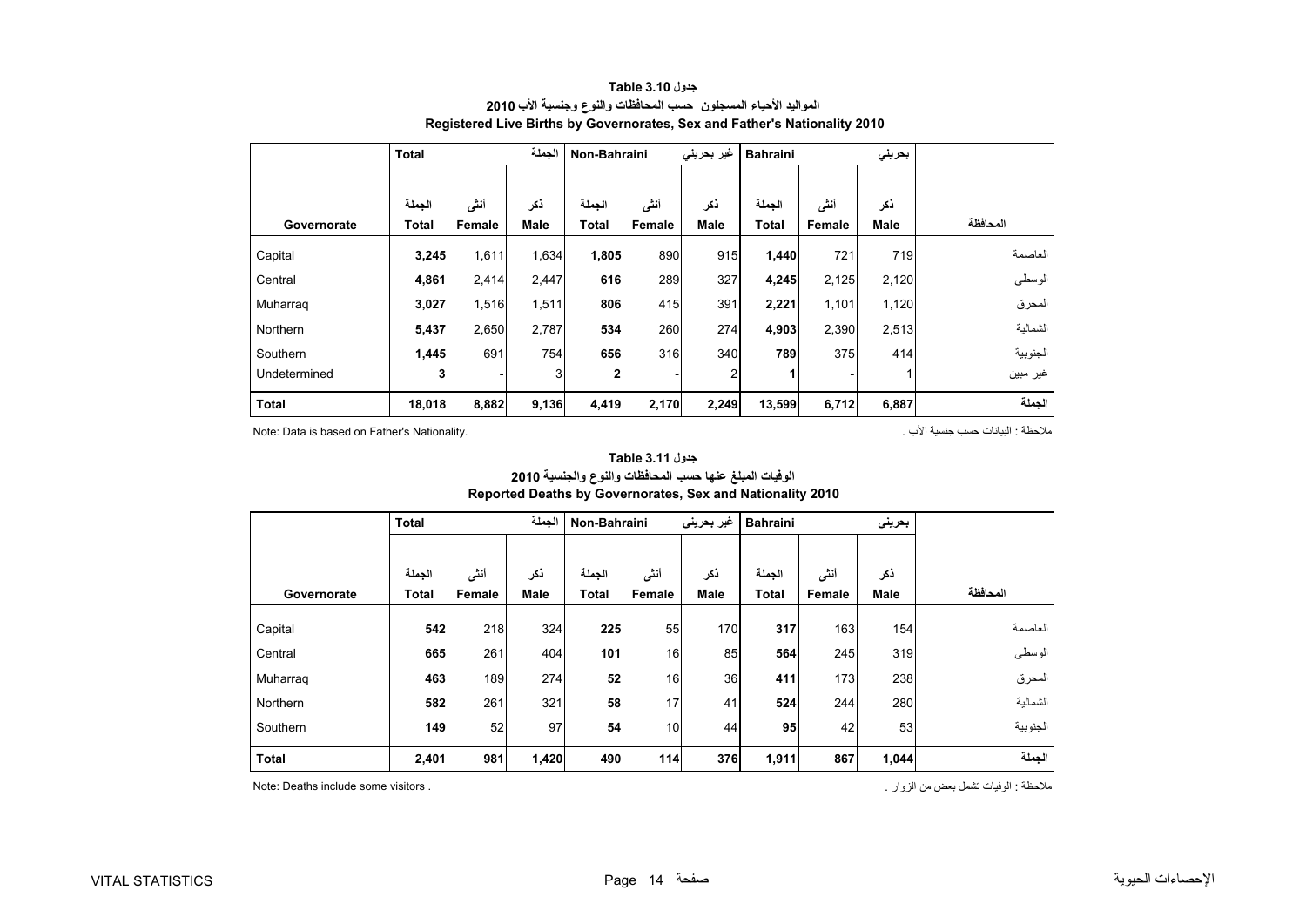## جدول Table 3.10
### المواليد الأحياء المسجلون حسب المحافظات والنوع وجنسية الأب 2010
### Registered Live Births by Governorates, Sex and Father's Nationality 2010

| | Total | | الجملة | Non-Bahraini | | غير بحريني | Bahraini | | بحريني | |
|---|---|---|---|---|---|---|---|---|---|---|
| Governorate | الجملة Total | أنثى Female | ذكر Male | الجملة Total | أنثى Female | ذكر Male | الجملة Total | أنثى Female | ذكر Male | المحافظة |
| Capital | **3,245** | 1,611 | 1,634 | **1,805** | 890 | 915 | **1,440** | 721 | 719 | العاصمة |
| Central | **4,861** | 2,414 | 2,447 | **616** | 289 | 327 | **4,245** | 2,125 | 2,120 | الوسطى |
| Muharraq | **3,027** | 1,516 | 1,511 | **806** | 415 | 391 | **2,221** | 1,101 | 1,120 | المحرق |
| Northern | **5,437** | 2,650 | 2,787 | **534** | 260 | 274 | **4,903** | 2,390 | 2,513 | الشمالية |
| Southern | **1,445** | 691 | 754 | **656** | 316 | 340 | **789** | 375 | 414 | الجنوبية |
| Undetermined | **3** | - | 3 | **2** | - | 2 | **1** | - | 1 | غير مبين |
| **Total** | **18,018** | **8,882** | **9,136** | **4,419** | **2,170** | **2,249** | **13,599** | **6,712** | **6,887** | **الجملة** |

Note: Data is based on Father's Nationality. ملاحظة : البيانات حسب جنسية الأب .

## جدول Table 3.11
### الوفيات المبلغ عنها حسب المحافظات والنوع والجنسية 2010
### Reported Deaths by Governorates, Sex and Nationality 2010

| | Total | | الجملة | Non-Bahraini | | غير بحريني | Bahraini | | بحريني | |
|---|---|---|---|---|---|---|---|---|---|---|
| Governorate | الجملة Total | أنثى Female | ذكر Male | الجملة Total | أنثى Female | ذكر Male | الجملة Total | أنثى Female | ذكر Male | المحافظة |
| Capital | **542** | 218 | 324 | **225** | 55 | 170 | **317** | 163 | 154 | العاصمة |
| Central | **665** | 261 | 404 | **101** | 16 | 85 | **564** | 245 | 319 | الوسطى |
| Muharraq | **463** | 189 | 274 | **52** | 16 | 36 | **411** | 173 | 238 | المحرق |
| Northern | **582** | 261 | 321 | **58** | 17 | 41 | **524** | 244 | 280 | الشمالية |
| Southern | **149** | 52 | 97 | **54** | 10 | 44 | **95** | 42 | 53 | الجنوبية |
| **Total** | **2,401** | **981** | **1,420** | **490** | **114** | **376** | **1,911** | **867** | **1,044** | **الجملة** |

Note: Deaths include some visitors . ملاحظة : الوفيات تشمل بعض من الزوار .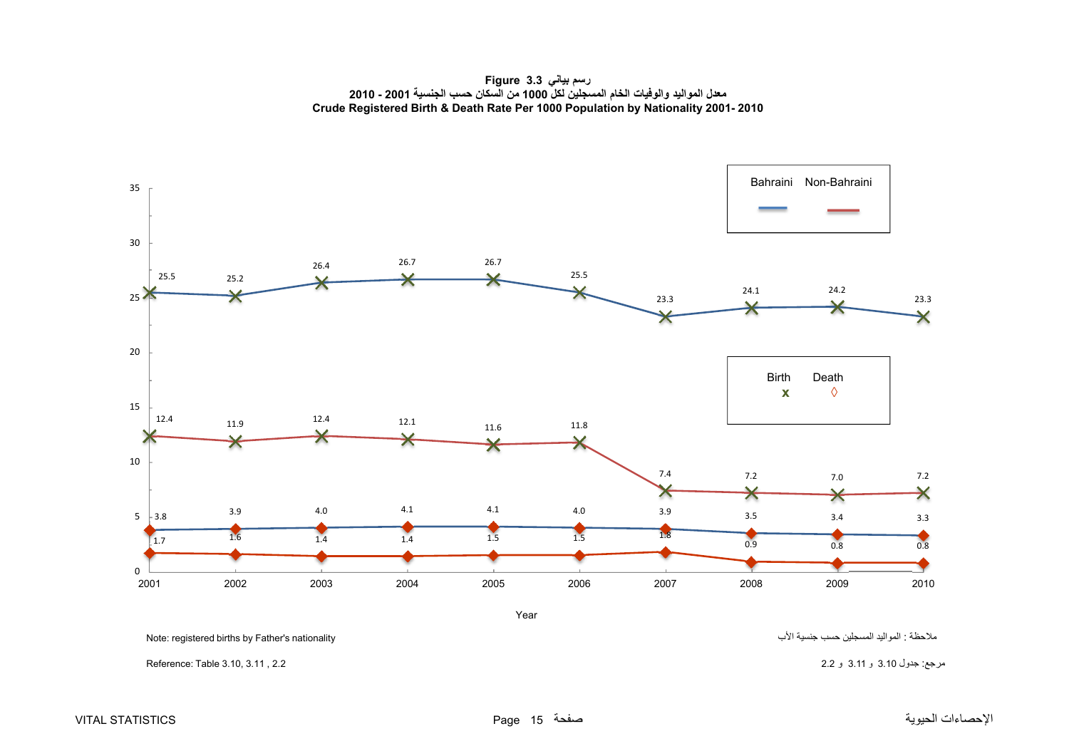**Figure 3.3 رسم بياني**

**معدل المواليد والوفيات الخام المسجلين لكل 1000 من السكان حسب الجنسية 2001 - 2010**

**Crude Registered Birth & Death Rate Per 1000 Population by Nationality 2001- 2010**

| Year | Bahraini Birth | Non-Bahraini Birth | Bahraini Death | Non-Bahraini Death |
|---|---|---|---|---|
| 2001 | 25.5 | 12.4 | 3.8 | 1.7 |
| 2002 | 25.2 | 11.9 | 3.9 | 1.6 |
| 2003 | 26.4 | 12.4 | 4.0 | 1.4 |
| 2004 | 26.7 | 12.1 | 4.1 | 1.4 |
| 2005 | 26.7 | 11.6 | 4.1 | 1.5 |
| 2006 | 25.5 | 11.8 | 4.0 | 1.5 |
| 2007 | 23.3 | 7.4 | 3.9 | 1.8 |
| 2008 | 24.1 | 7.2 | 3.5 | 0.9 |
| 2009 | 24.2 | 7.0 | 3.4 | 0.8 |
| 2010 | 23.3 | 7.2 | 3.3 | 0.8 |

Note: registered births by Father's nationality

ملاحظة : المواليد المسجلين حسب جنسية الأب

Reference: Table 3.10, 3.11 , 2.2

مرجع: جدول 3.10 و 3.11 و 2.2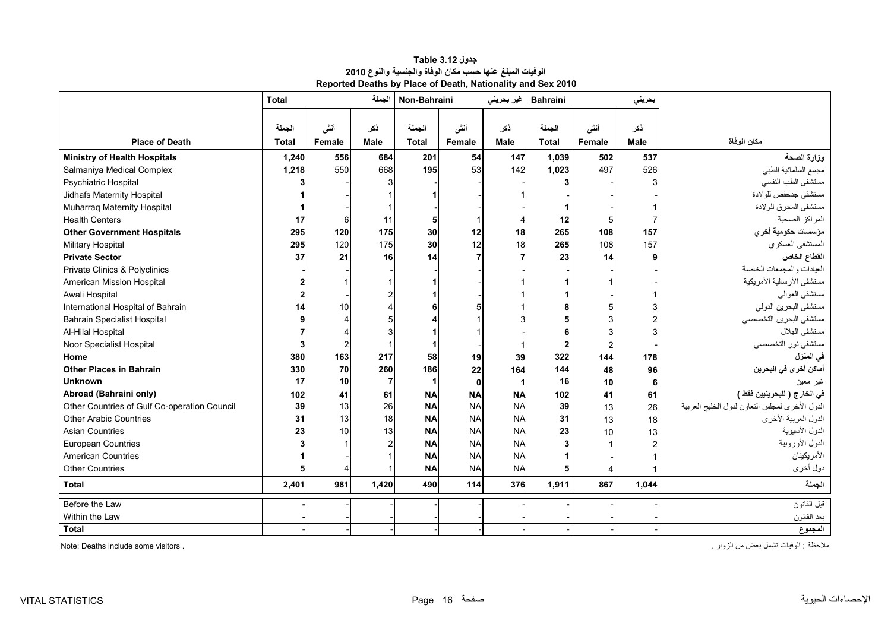**جدول Table 3.12**

**الوفيات المبلغ عنها حسب مكان الوفاة والجنسية والنوع 2010**

**Reported Deaths by Place of Death, Nationality and Sex 2010**

| | Total | | الجملة | Non-Bahraini | | غير بحريني | Bahraini | | بحريني | |
|---|---|---|---|---|---|---|---|---|---|---|
| | الجملة | أنثى | ذكر | الجملة | أنثى | ذكر | الجملة | أنثى | ذكر | |
| **Place of Death** | **Total** | **Female** | **Male** | **Total** | **Female** | **Male** | **Total** | **Female** | **Male** | **مكان الوفاة** |
| **Ministry of Health Hospitals** | **1,240** | **556** | **684** | **201** | **54** | **147** | **1,039** | **502** | **537** | **وزارة الصحة** |
| Salmaniya Medical Complex | **1,218** | 550 | 668 | **195** | 53 | 142 | **1,023** | 497 | 526 | مجمع السلمانية الطبي |
| Psychiatric Hospital | **3** | - | 3 | **-** | - | - | **3** | - | 3 | مستشفى الطب النفسي |
| Jidhafs Maternity Hospital | **1** | - | 1 | **1** | - | 1 | **-** | - | - | مستشفى جدحفص للولادة |
| Muharraq Maternity Hospital | **1** | - | 1 | **-** | - | - | **1** | - | 1 | مستشفى المحرق للولادة |
| Health Centers | **17** | 6 | 11 | **5** | 1 | 4 | **12** | 5 | 7 | المراكز الصحية |
| **Other Government Hospitals** | **295** | **120** | **175** | **30** | **12** | **18** | **265** | **108** | **157** | **مؤسسات حكومية أخري** |
| Military Hospital | **295** | 120 | 175 | **30** | 12 | 18 | **265** | 108 | 157 | المستشفى العسكري |
| **Private Sector** | **37** | **21** | **16** | **14** | **7** | **7** | **23** | **14** | **9** | **القطاع الخاص** |
| Private Clinics & Polyclinics | **-** | - | - | **-** | - | - | **-** | - | - | العيادات والمجمعات الخاصة |
| American Mission Hospital | **2** | 1 | 1 | **1** | - | 1 | **1** | 1 | - | مستشفى الأرسالية الأمريكية |
| Awali Hospital | **2** | - | 2 | **1** | - | 1 | **1** | - | 1 | مستشفى العوالي |
| International Hospital of Bahrain | **14** | 10 | 4 | **6** | 5 | 1 | **8** | 5 | 3 | مستشفى البحرين الدولي |
| Bahrain Specialist Hospital | **9** | 4 | 5 | **4** | 1 | 3 | **5** | 3 | 2 | مستشفى البحرين التخصصي |
| Al-Hilal Hospital | **7** | 4 | 3 | **1** | 1 | - | **6** | 3 | 3 | مستشفى الهلال |
| Noor Specialist Hospital | **3** | 2 | 1 | **1** | - | 1 | **2** | 2 | - | مستشفى نور التخصصي |
| **Home** | **380** | **163** | **217** | **58** | **19** | **39** | **322** | **144** | **178** | **في المنزل** |
| **Other Places in Bahrain** | **330** | **70** | **260** | **186** | **22** | **164** | **144** | **48** | **96** | **أماكن أخرى في البحرين** |
| **Unknown** | **17** | **10** | **7** | **1** | **0** | **1** | **16** | **10** | **6** | غير معين |
| **Abroad (Bahraini only)** | **102** | **41** | **61** | **NA** | **NA** | **NA** | **102** | **41** | **61** | **في الخارج ( للبحرينيين فقط )** |
| Other Countries of Gulf Co-operation Council | **39** | 13 | 26 | **NA** | NA | NA | **39** | 13 | 26 | الدول الأخرى لمجلس التعاون لدول الخليج العربية |
| Other Arabic Countries | **31** | 13 | 18 | **NA** | NA | NA | **31** | 13 | 18 | الدول العربية الأخرى |
| Asian Countries | **23** | 10 | 13 | **NA** | NA | NA | **23** | 10 | 13 | الدول الأسيوية |
| European Countries | **3** | 1 | 2 | **NA** | NA | NA | **3** | 1 | 2 | الدول الأوروبية |
| American Countries | **1** | - | 1 | **NA** | NA | NA | **1** | - | 1 | الأمريكيتان |
| Other Countries | **5** | 4 | 1 | **NA** | NA | NA | **5** | 4 | 1 | دول أخرى |
| **Total** | **2,401** | **981** | **1,420** | **490** | **114** | **376** | **1,911** | **867** | **1,044** | **الجملة** |
| Before the Law | **-** | - | - | **-** | - | - | **-** | - | - | قبل القانون |
| Within the Law | **-** | - | - | **-** | - | - | **-** | - | - | بعد القانون |
| **Total** | **-** | **-** | **-** | **-** | **-** | **-** | **-** | **-** | **-** | **المجموع** |

Note: Deaths include some visitors .

ملاحظة : الوفيات تشمل بعض من الزوار .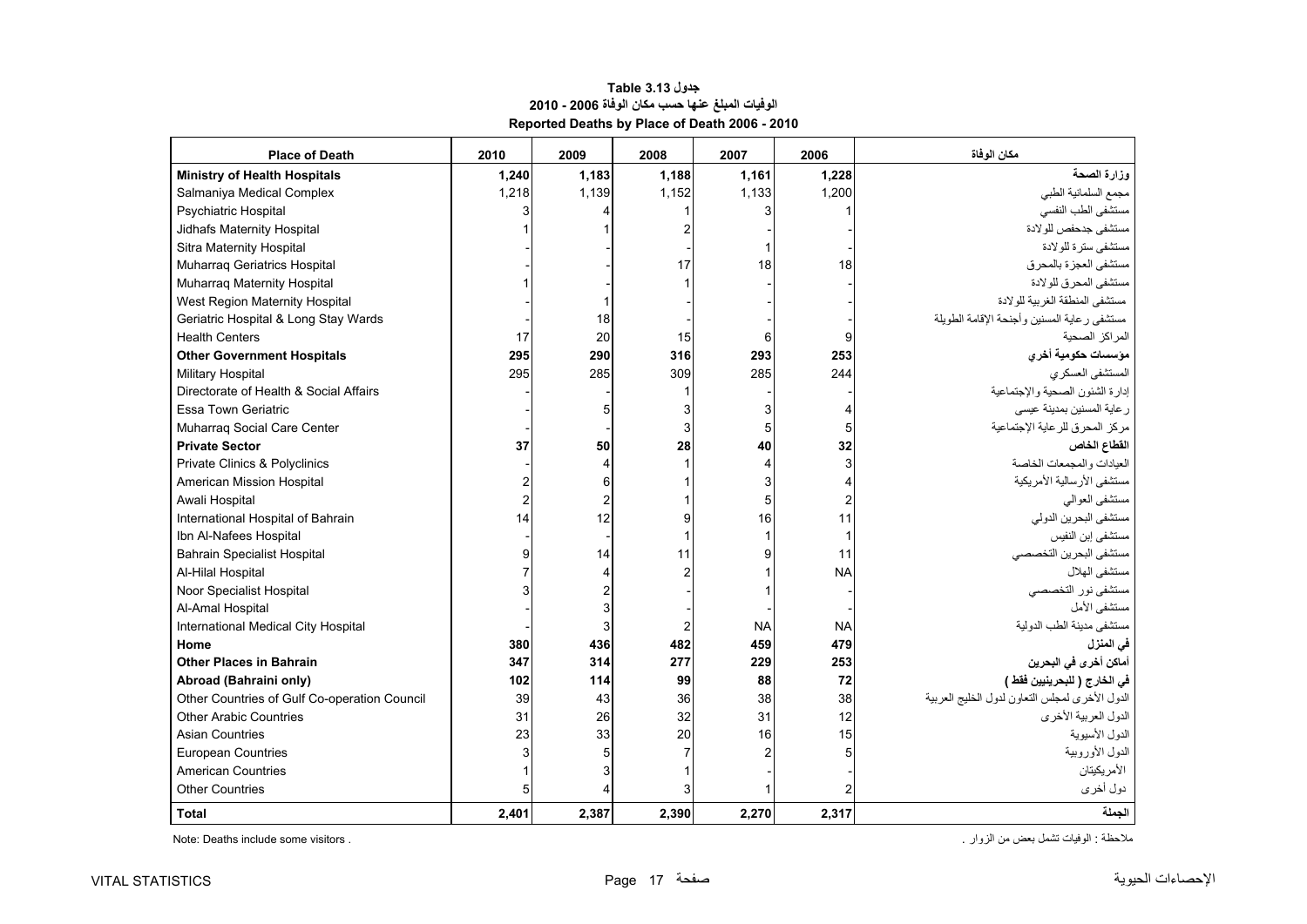**جدول Table 3.13**

**الوفيات المبلغ عنها حسب مكان الوفاة 2006 - 2010**

**Reported Deaths by Place of Death 2006 - 2010**

| Place of Death | 2010 | 2009 | 2008 | 2007 | 2006 | مكان الوفاة |
|---|---|---|---|---|---|---|
| **Ministry of Health Hospitals** | **1,240** | **1,183** | **1,188** | **1,161** | **1,228** | **وزارة الصحة** |
| Salmaniya Medical Complex | 1,218 | 1,139 | 1,152 | 1,133 | 1,200 | مجمع السلمانية الطبي |
| Psychiatric Hospital | 3 | 4 | 1 | 3 | 1 | مستشفى الطب النفسي |
| Jidhafs Maternity Hospital | 1 | 1 | 2 | - | - | مستشفى جدحفص للولادة |
| Sitra Maternity Hospital | - | - | - | 1 | - | مستشفى سترة للولادة |
| Muharraq Geriatrics Hospital | - | - | 17 | 18 | 18 | مستشفى العجزة بالمحرق |
| Muharraq Maternity Hospital | 1 | - | 1 | - | - | مستشفى المحرق للولادة |
| West Region Maternity Hospital | - | 1 | - | - | - | مستشفى المنطقة الغربية للولادة |
| Geriatric Hospital & Long Stay Wards | - | 18 | - | - | - | مستشفى رعاية المسنين وأجنحة الإقامة الطويلة |
| Health Centers | 17 | 20 | 15 | 6 | 9 | المراكز الصحية |
| **Other Government Hospitals** | **295** | **290** | **316** | **293** | **253** | **مؤسسات حكومية أخرى** |
| Military Hospital | 295 | 285 | 309 | 285 | 244 | المستشفى العسكري |
| Directorate of Health & Social Affairs | - | - | 1 | - | - | إدارة الشئون الصحية والإجتماعية |
| Essa Town Geriatric | - | 5 | 3 | 3 | 4 | رعاية المسنين بمدينة عيسى |
| Muharraq Social Care Center | - | - | 3 | 5 | 5 | مركز المحرق للرعاية الإجتماعية |
| **Private Sector** | **37** | **50** | **28** | **40** | **32** | **القطاع الخاص** |
| Private Clinics & Polyclinics | - | 4 | 1 | 4 | 3 | العيادات والمجمعات الخاصة |
| American Mission Hospital | 2 | 6 | 1 | 3 | 4 | مستشفى الأرسالية الأمريكية |
| Awali Hospital | 2 | 2 | 1 | 5 | 2 | مستشفى العوالي |
| International Hospital of Bahrain | 14 | 12 | 9 | 16 | 11 | مستشفى البحرين الدولي |
| Ibn Al-Nafees Hospital | - | - | 1 | 1 | 1 | مستشفى إبن النفيس |
| Bahrain Specialist Hospital | 9 | 14 | 11 | 9 | 11 | مستشفى البحرين التخصصي |
| Al-Hilal Hospital | 7 | 4 | 2 | 1 | NA | مستشفى الهلال |
| Noor Specialist Hospital | 3 | 2 | - | 1 | - | مستشفى نور التخصصي |
| Al-Amal Hospital | - | 3 | - | - | - | مستشفى الأمل |
| International Medical City Hospital | - | 3 | 2 | NA | NA | مستشفى مدينة الطب الدولية |
| **Home** | **380** | **436** | **482** | **459** | **479** | **في المنزل** |
| **Other Places in Bahrain** | **347** | **314** | **277** | **229** | **253** | **أماكن أخرى في البحرين** |
| **Abroad (Bahraini only)** | **102** | **114** | **99** | **88** | **72** | **في الخارج ( للبحرينيين فقط )** |
| Other Countries of Gulf Co-operation Council | 39 | 43 | 36 | 38 | 38 | الدول الأخرى لمجلس التعاون لدول الخليج العربية |
| Other Arabic Countries | 31 | 26 | 32 | 31 | 12 | الدول العربية الأخرى |
| Asian Countries | 23 | 33 | 20 | 16 | 15 | الدول الأسيوية |
| European Countries | 3 | 5 | 7 | 2 | 5 | الدول الأوروبية |
| American Countries | 1 | 3 | 1 | - | - | الأمريكيتان |
| Other Countries | 5 | 4 | 3 | 1 | 2 | دول أخرى |
| **Total** | **2,401** | **2,387** | **2,390** | **2,270** | **2,317** | **الجملة** |

Note: Deaths include some visitors .

ملاحظة : الوفيات تشمل بعض من الزوار .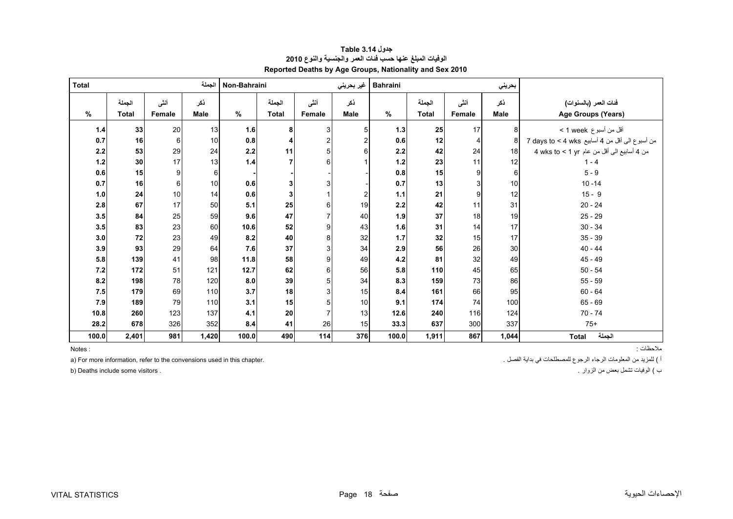**جدول Table 3.14**

**الوفيات المبلغ عنها حسب فئات العمر والجنسية والنوع 2010**

**Reported Deaths by Age Groups, Nationality and Sex 2010**

| Total | | | الجملة | Non-Bahraini | | | غير بحريني | Bahraini | | | بحريني | |
|---|---|---|---|---|---|---|---|---|---|---|---|---|
| % | الجملة Total | أنثى Female | ذكر Male | % | الجملة Total | أنثى Female | ذكر Male | % | الجملة Total | أنثى Female | ذكر Male | فئات العمر (بالسنوات) Age Groups (Years) |
| 1.4 | 33 | 20 | 13 | 1.6 | 8 | 3 | 5 | 1.3 | 25 | 17 | 8 | أقل من أسبوع < 1 week |
| 0.7 | 16 | 6 | 10 | 0.8 | 4 | 2 | 2 | 0.6 | 12 | 4 | 8 | من أسبوع الى أقل من 4 أسابيع 7 days to < 4 wks |
| 2.2 | 53 | 29 | 24 | 2.2 | 11 | 5 | 6 | 2.2 | 42 | 24 | 18 | من 4 أسابيع الى أقل من عام 4 wks to < 1 yr |
| 1.2 | 30 | 17 | 13 | 1.4 | 7 | 6 | 1 | 1.2 | 23 | 11 | 12 | 1 - 4 |
| 0.6 | 15 | 9 | 6 | - | - | - | - | 0.8 | 15 | 9 | 6 | 5 - 9 |
| 0.7 | 16 | 6 | 10 | 0.6 | 3 | 3 | - | 0.7 | 13 | 3 | 10 | 10 -14 |
| 1.0 | 24 | 10 | 14 | 0.6 | 3 | 1 | 2 | 1.1 | 21 | 9 | 12 | 15 - 9 |
| 2.8 | 67 | 17 | 50 | 5.1 | 25 | 6 | 19 | 2.2 | 42 | 11 | 31 | 20 - 24 |
| 3.5 | 84 | 25 | 59 | 9.6 | 47 | 7 | 40 | 1.9 | 37 | 18 | 19 | 25 - 29 |
| 3.5 | 83 | 23 | 60 | 10.6 | 52 | 9 | 43 | 1.6 | 31 | 14 | 17 | 30 - 34 |
| 3.0 | 72 | 23 | 49 | 8.2 | 40 | 8 | 32 | 1.7 | 32 | 15 | 17 | 35 - 39 |
| 3.9 | 93 | 29 | 64 | 7.6 | 37 | 3 | 34 | 2.9 | 56 | 26 | 30 | 40 - 44 |
| 5.8 | 139 | 41 | 98 | 11.8 | 58 | 9 | 49 | 4.2 | 81 | 32 | 49 | 45 - 49 |
| 7.2 | 172 | 51 | 121 | 12.7 | 62 | 6 | 56 | 5.8 | 110 | 45 | 65 | 50 - 54 |
| 8.2 | 198 | 78 | 120 | 8.0 | 39 | 5 | 34 | 8.3 | 159 | 73 | 86 | 55 - 59 |
| 7.5 | 179 | 69 | 110 | 3.7 | 18 | 3 | 15 | 8.4 | 161 | 66 | 95 | 60 - 64 |
| 7.9 | 189 | 79 | 110 | 3.1 | 15 | 5 | 10 | 9.1 | 174 | 74 | 100 | 65 - 69 |
| 10.8 | 260 | 123 | 137 | 4.1 | 20 | 7 | 13 | 12.6 | 240 | 116 | 124 | 70 - 74 |
| 28.2 | 678 | 326 | 352 | 8.4 | 41 | 26 | 15 | 33.3 | 637 | 300 | 337 | 75+ |
| 100.0 | 2,401 | 981 | 1,420 | 100.0 | 490 | 114 | 376 | 100.0 | 1,911 | 867 | 1,044 | Total الجملة |

Notes :

a) For more information, refer to the convensions used in this chapter.

b) Deaths include some visitors .

ملاحظات :

أ ) للمزيد من المعلومات الرجاء الرجوع للمصطلحات في بداية الفصل .

ب ) الوفيات تشمل بعض من الزوار .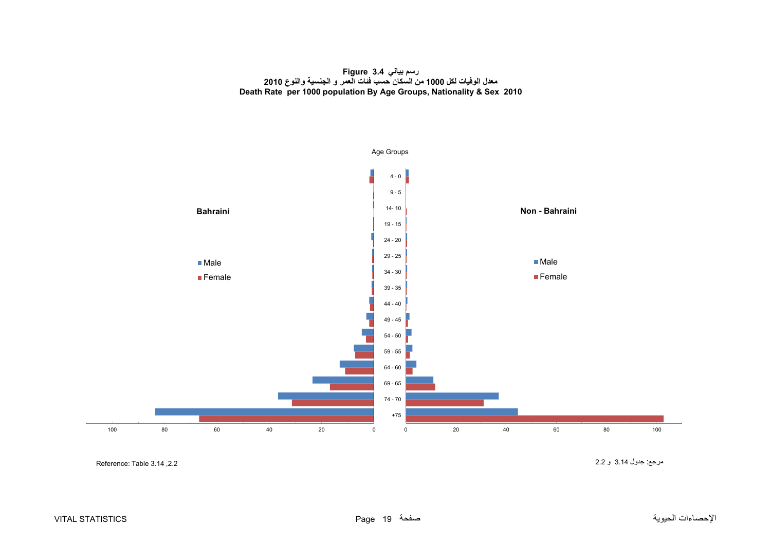**Figure 3.4 رسم بياني**

**معدل الوفيات لكل 1000 من السكان حسب فئات العمر و الجنسية والنوع 2010**

**Death Rate per 1000 population By Age Groups, Nationality & Sex 2010**

Age Groups

**Bahraini**

- Male
- Female

**Non - Bahraini**

- Male
- Female

4 - 0
9 - 5
14- 10
19 - 15
24 - 20
29 - 25
34 - 30
39 - 35
44 - 40
49 - 45
54 - 50
59 - 55
64 - 60
69 - 65
74 - 70
+75

100 80 60 40 20 0 | 0 20 40 60 80 100

Reference: Table 3.14 ,2.2

مرجع: جدول 3.14 و 2.2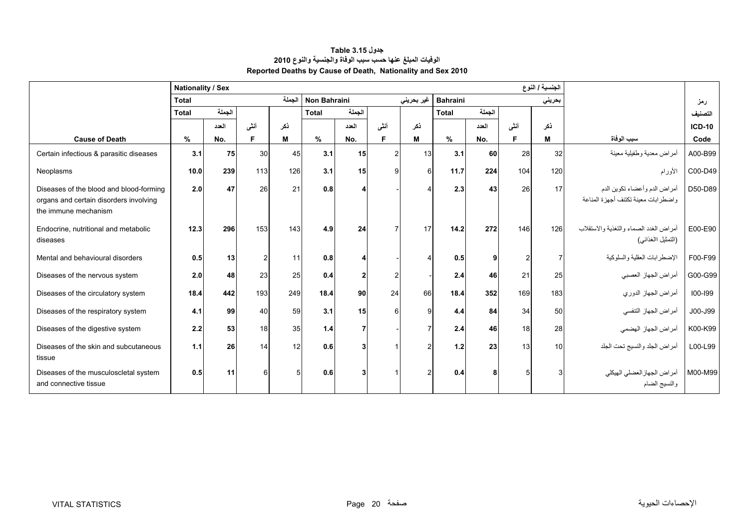**جدول Table 3.15**

**الوفيات المبلغ عنها حسب سبب الوفاة والجنسية والنوع 2010**

**Reported Deaths by Cause of Death, Nationality and Sex 2010**

| | Nationality / Sex | | | | | | | | | | | الجنسية / النوع | | |
|---|---|---|---|---|---|---|---|---|---|---|---|---|---|---|
| | Total | | | الجملة | Non Bahraini | | | غير بحريني | Bahraini | | | بحريني | | رمز |
| | Total | الجملة | | | Total | الجملة | | | Total | الجملة | | | | التصنيف |
| | | العدد | أنثى | ذكر | | العدد | أنثى | ذكر | | العدد | أنثى | ذكر | | ICD-10 |
| **Cause of Death** | **%** | **No.** | **F** | **M** | **%** | **No.** | **F** | **M** | **%** | **No.** | **F** | **M** | **سبب الوفاة** | **Code** |
| Certain infectious & parasitic diseases | **3.1** | **75** | 30 | 45 | **3.1** | **15** | 2 | 13 | **3.1** | **60** | 28 | 32 | أمراض معدية وطفيلية معينة | A00-B99 |
| Neoplasms | **10.0** | **239** | 113 | 126 | **3.1** | **15** | 9 | 6 | **11.7** | **224** | 104 | 120 | الأورام | C00-D49 |
| Diseases of the blood and blood-forming organs and certain disorders involving the immune mechanism | **2.0** | **47** | 26 | 21 | **0.8** | **4** | - | 4 | **2.3** | **43** | 26 | 17 | أمراض الدم وأعضاء تكوين الدم واضطرابات معينة تكتنف أجهزة المناعة | D50-D89 |
| Endocrine, nutritional and metabolic diseases | **12.3** | **296** | 153 | 143 | **4.9** | **24** | 7 | 17 | **14.2** | **272** | 146 | 126 | أمراض الغدد الصماء والتغذية والاستقلاب (التمثيل الغذائي) | E00-E90 |
| Mental and behavioural disorders | **0.5** | **13** | 2 | 11 | **0.8** | **4** | - | 4 | **0.5** | **9** | 2 | 7 | الإضطرابات العقلية والسلوكية | F00-F99 |
| Diseases of the nervous system | **2.0** | **48** | 23 | 25 | **0.4** | **2** | 2 | - | **2.4** | **46** | 21 | 25 | أمراض الجهاز العصبي | G00-G99 |
| Diseases of the circulatory system | **18.4** | **442** | 193 | 249 | **18.4** | **90** | 24 | 66 | **18.4** | **352** | 169 | 183 | أمراض الجهاز الدوري | I00-I99 |
| Diseases of the respiratory system | **4.1** | **99** | 40 | 59 | **3.1** | **15** | 6 | 9 | **4.4** | **84** | 34 | 50 | أمراض الجهاز التنفسي | J00-J99 |
| Diseases of the digestive system | **2.2** | **53** | 18 | 35 | **1.4** | **7** | - | 7 | **2.4** | **46** | 18 | 28 | أمراض الجهاز الهضمي | K00-K99 |
| Diseases of the skin and subcutaneous tissue | **1.1** | **26** | 14 | 12 | **0.6** | **3** | 1 | 2 | **1.2** | **23** | 13 | 10 | أمراض الجلد والنسيج تحت الجلد | L00-L99 |
| Diseases of the musculoscletal system and connective tissue | **0.5** | **11** | 6 | 5 | **0.6** | **3** | 1 | 2 | **0.4** | **8** | 5 | 3 | أمراض الجهازالعضلي الهيكلي والنسيج الضام | M00-M99 |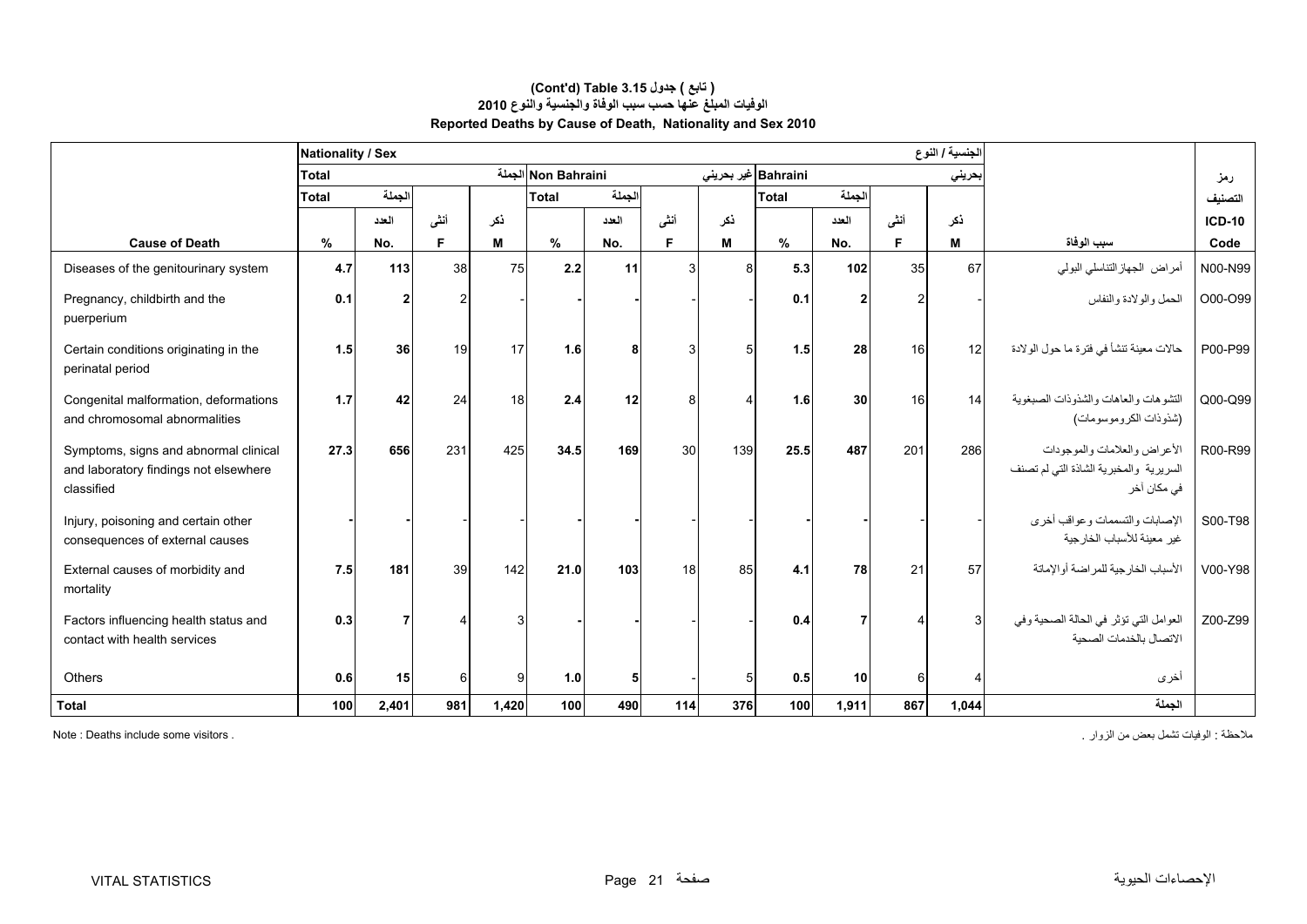**( تابع ) جدول 3.15 (Cont'd) Table**

**الوفيات المبلغ عنها حسب سبب الوفاة والجنسية والنوع 2010**

**Reported Deaths by Cause of Death, Nationality and Sex 2010**

| | Nationality / Sex | | | | | | | | | | | الجنسية / النوع | | |
|---|---|---|---|---|---|---|---|---|---|---|---|---|---|---|
| | Total | | | | Non Bahraini الجملة | | | | Bahraini غير بحريني | | | بحريني | | رمز |
| | Total | الجملة | | | Total | الجملة | | | Total | الجملة | | | | التصنيف |
| | | العدد | أنثى | ذكر | | العدد | أنثى | ذكر | | العدد | أنثى | ذكر | | ICD-10 |
| **Cause of Death** | % | No. | F | M | % | No. | F | M | % | No. | F | M | سبب الوفاة | Code |
| Diseases of the genitourinary system | 4.7 | 113 | 38 | 75 | 2.2 | 11 | 3 | 8 | 5.3 | 102 | 35 | 67 | أمراض الجهازالتناسلي البولي | N00-N99 |
| Pregnancy, childbirth and the puerperium | 0.1 | 2 | 2 | - | - | - | - | - | 0.1 | 2 | 2 | - | الحمل والولادة والنفاس | O00-O99 |
| Certain conditions originating in the perinatal period | 1.5 | 36 | 19 | 17 | 1.6 | 8 | 3 | 5 | 1.5 | 28 | 16 | 12 | حالات معينة تنشأ في فترة ما حول الولادة | P00-P99 |
| Congenital malformation, deformations and chromosomal abnormalities | 1.7 | 42 | 24 | 18 | 2.4 | 12 | 8 | 4 | 1.6 | 30 | 16 | 14 | التشوهات والعاهات والشذوذات الصبغوية (شذوذات الكروموسومات) | Q00-Q99 |
| Symptoms, signs and abnormal clinical and laboratory findings not elsewhere classified | 27.3 | 656 | 231 | 425 | 34.5 | 169 | 30 | 139 | 25.5 | 487 | 201 | 286 | الأعراض والعلامات والموجودات السريرية والمخبرية الشاذة التي لم تصنف في مكان آخر | R00-R99 |
| Injury, poisoning and certain other consequences of external causes | - | - | - | - | - | - | - | - | - | - | - | - | الإصابات والتسممات وعواقب أخرى غير معينة للأسباب الخارجية | S00-T98 |
| External causes of morbidity and mortality | 7.5 | 181 | 39 | 142 | 21.0 | 103 | 18 | 85 | 4.1 | 78 | 21 | 57 | الأسباب الخارجية للمراضة أوالإماتة | V00-Y98 |
| Factors influencing health status and contact with health services | 0.3 | 7 | 4 | 3 | - | - | - | - | 0.4 | 7 | 4 | 3 | العوامل التي تؤثر في الحالة الصحية وفي الاتصال بالخدمات الصحية | Z00-Z99 |
| Others | 0.6 | 15 | 6 | 9 | 1.0 | 5 | - | 5 | 0.5 | 10 | 6 | 4 | أخرى | |
| **Total** | 100 | 2,401 | 981 | 1,420 | 100 | 490 | 114 | 376 | 100 | 1,911 | 867 | 1,044 | **الجملة** | |

Note : Deaths include some visitors .

ملاحظة : الوفيات تشمل بعض من الزوار .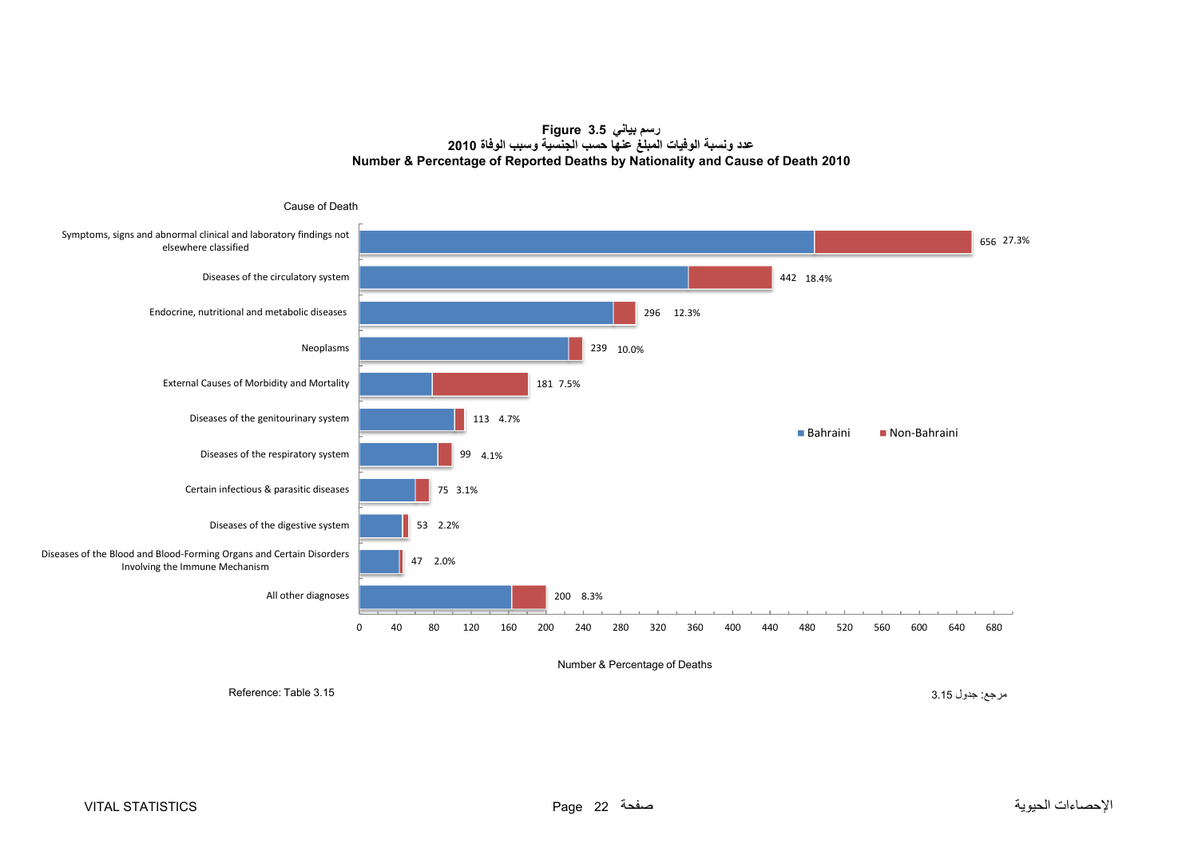**Figure 3.5 رسم بياني**

**عدد ونسبة الوفيات المبلغ عنها حسب الجنسية وسبب الوفاة 2010**

**Number & Percentage of Reported Deaths by Nationality and Cause of Death 2010**

| Cause of Death | Number | Percentage |
|---|---|---|
| Symptoms, signs and abnormal clinical and laboratory findings not elsewhere classified | 656 | 27.3% |
| Diseases of the circulatory system | 442 | 18.4% |
| Endocrine, nutritional and metabolic diseases | 296 | 12.3% |
| Neoplasms | 239 | 10.0% |
| External Causes of Morbidity and Mortality | 181 | 7.5% |
| Diseases of the genitourinary system | 113 | 4.7% |
| Diseases of the respiratory system | 99 | 4.1% |
| Certain infectious & parasitic diseases | 75 | 3.1% |
| Diseases of the digestive system | 53 | 2.2% |
| Diseases of the Blood and Blood-Forming Organs and Certain Disorders Involving the Immune Mechanism | 47 | 2.0% |
| All other diagnoses | 200 | 8.3% |

Legend: Bahraini, Non-Bahraini

Number & Percentage of Deaths

Reference: Table 3.15

مرجع: جدول 3.15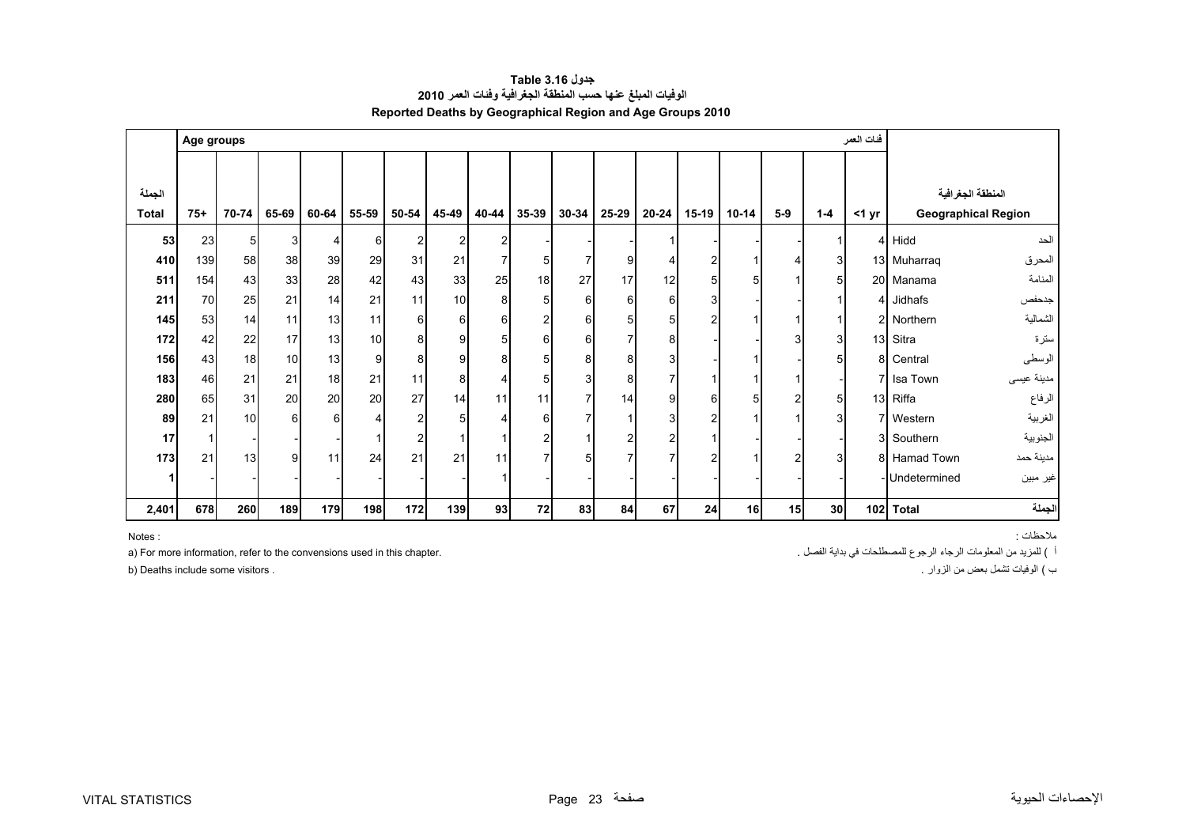# جدول Table 3.16
## الوفيات المبلغ عنها حسب المنطقة الجغرافية وفئات العمر 2010
## Reported Deaths by Geographical Region and Age Groups 2010

| الجملة Total | Age groups 75+ | 70-74 | 65-69 | 60-64 | 55-59 | 50-54 | 45-49 | 40-44 | 35-39 | 30-34 | 25-29 | 20-24 | 15-19 | 10-14 | 5-9 | 1-4 | فئات العمر <1 yr | Geographical Region | المنطقة الجغرافية |
|---|---|---|---|---|---|---|---|---|---|---|---|---|---|---|---|---|---|---|---|
| **53** | 23 | 5 | 3 | 4 | 6 | 2 | 2 | 2 | - | - | - | 1 | - | - | - | 1 | 4 | Hidd | الحد |
| **410** | 139 | 58 | 38 | 39 | 29 | 31 | 21 | 7 | 5 | 7 | 9 | 4 | 2 | 1 | 4 | 3 | 13 | Muharraq | المحرق |
| **511** | 154 | 43 | 33 | 28 | 42 | 43 | 33 | 25 | 18 | 27 | 17 | 12 | 5 | 5 | 1 | 5 | 20 | Manama | المنامة |
| **211** | 70 | 25 | 21 | 14 | 21 | 11 | 10 | 8 | 5 | 6 | 6 | 6 | 3 | - | - | 1 | 4 | Jidhafs | جدحفص |
| **145** | 53 | 14 | 11 | 13 | 11 | 6 | 6 | 6 | 2 | 6 | 5 | 5 | 2 | 1 | 1 | 1 | 2 | Northern | الشمالية |
| **172** | 42 | 22 | 17 | 13 | 10 | 8 | 9 | 5 | 6 | 6 | 7 | 8 | - | - | 3 | 3 | 13 | Sitra | سترة |
| **156** | 43 | 18 | 10 | 13 | 9 | 8 | 9 | 8 | 5 | 8 | 8 | 3 | - | 1 | - | 5 | 8 | Central | الوسطى |
| **183** | 46 | 21 | 21 | 18 | 21 | 11 | 8 | 4 | 5 | 3 | 8 | 7 | 1 | 1 | 1 | - | 7 | Isa Town | مدينة عيسى |
| **280** | 65 | 31 | 20 | 20 | 20 | 27 | 14 | 11 | 11 | 7 | 14 | 9 | 6 | 5 | 2 | 5 | 13 | Riffa | الرفاع |
| **89** | 21 | 10 | 6 | 6 | 4 | 2 | 5 | 4 | 6 | 7 | 1 | 3 | 2 | 1 | 1 | 3 | 7 | Western | الغربية |
| **17** | 1 | - | - | - | 1 | 2 | 1 | 1 | 2 | 1 | 2 | 2 | 1 | - | - | - | 3 | Southern | الجنوبية |
| **173** | 21 | 13 | 9 | 11 | 24 | 21 | 21 | 11 | 7 | 5 | 7 | 7 | 2 | 1 | 2 | 3 | 8 | Hamad Town | مدينة حمد |
| **1** | - | - | - | - | - | - | - | 1 | - | - | - | - | - | - | - | - | - | Undetermined | غير مبين |
| **2,401** | **678** | **260** | **189** | **179** | **198** | **172** | **139** | **93** | **72** | **83** | **84** | **67** | **24** | **16** | **15** | **30** | **102** | **Total** | **الجملة** |

Notes :

a) For more information, refer to the convensions used in this chapter.

b) Deaths include some visitors .

ملاحظات :

أ ) للمزيد من المعلومات الرجاء الرجوع للمصطلحات في بداية الفصل .

ب ) الوفيات تشمل بعض من الزوار .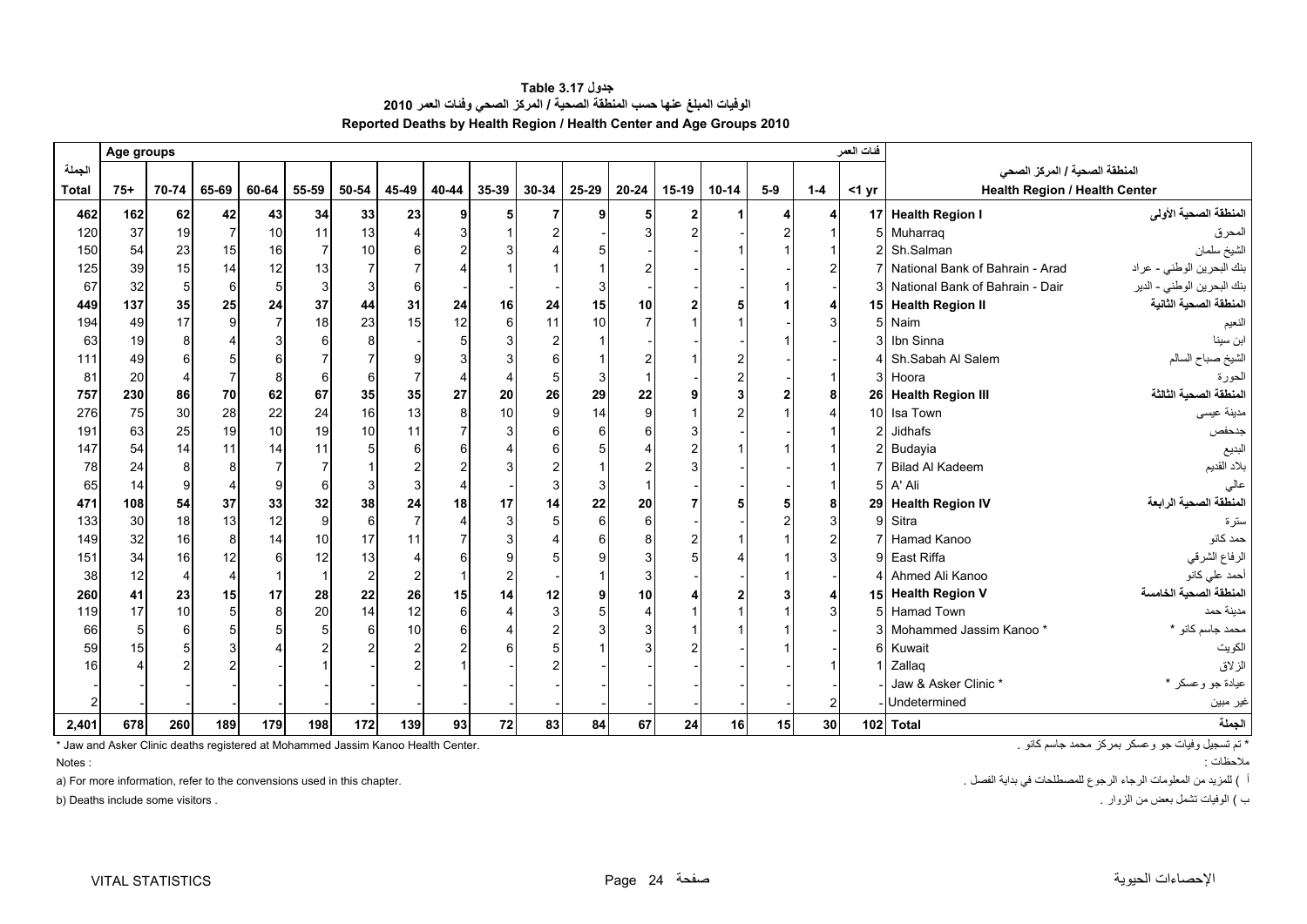# جدول Table 3.17

## الوفيات المبلغ عنها حسب المنطقة الصحية / المركز الصحي وفئات العمر 2010

## Reported Deaths by Health Region / Health Center and Age Groups 2010

| الجملة Total | 75+ | 70-74 | 65-69 | 60-64 | 55-59 | 50-54 | 45-49 | 40-44 | 35-39 | 30-34 | 25-29 | 20-24 | 15-19 | 10-14 | 5-9 | 1-4 | <1 yr | Health Region / Health Center | المنطقة الصحية / المركز الصحي |
|---|---|---|---|---|---|---|---|---|---|---|---|---|---|---|---|---|---|---|---|
| **462** | **162** | **62** | **42** | **43** | **34** | **33** | **23** | **9** | **5** | **7** | **9** | **5** | **2** | **1** | **4** | **4** | **17** | **Health Region I** | **المنطقة الصحية الأولى** |
| 120 | 37 | 19 | 7 | 10 | 11 | 13 | 4 | 3 | 1 | 2 | - | 3 | 2 | - | 2 | 1 | 5 | Muharraq | المحرق |
| 150 | 54 | 23 | 15 | 16 | 7 | 10 | 6 | 2 | 3 | 4 | 5 | - | - | 1 | 1 | 1 | 2 | Sh.Salman | الشيخ سلمان |
| 125 | 39 | 15 | 14 | 12 | 13 | 7 | 7 | 4 | 1 | 1 | 1 | 2 | - | - | - | 2 | 7 | National Bank of Bahrain - Arad | بنك البحرين الوطني - عراد |
| 67 | 32 | 5 | 6 | 5 | 3 | 3 | 6 | - | - | - | 3 | - | - | - | 1 | - | 3 | National Bank of Bahrain - Dair | بنك البحرين الوطني - الدير |
| **449** | **137** | **35** | **25** | **24** | **37** | **44** | **31** | **24** | **16** | **24** | **15** | **10** | **2** | **5** | **1** | **4** | **15** | **Health Region II** | **المنطقة الصحية الثانية** |
| 194 | 49 | 17 | 9 | 7 | 18 | 23 | 15 | 12 | 6 | 11 | 10 | 7 | 1 | 1 | - | 3 | 5 | Naim | النعيم |
| 63 | 19 | 8 | 4 | 3 | 6 | 8 | - | 5 | 3 | 2 | 1 | - | - | - | 1 | - | 3 | Ibn Sinna | ابن سينا |
| 111 | 49 | 6 | 5 | 6 | 7 | 7 | 9 | 3 | 3 | 6 | 1 | 2 | 1 | 2 | - | - | 4 | Sh.Sabah Al Salem | الشيخ صباح السالم |
| 81 | 20 | 4 | 7 | 8 | 6 | 6 | 7 | 4 | 4 | 5 | 3 | 1 | - | 2 | - | 1 | 3 | Hoora | الحورة |
| **757** | **230** | **86** | **70** | **62** | **67** | **35** | **35** | **27** | **20** | **26** | **29** | **22** | **9** | **3** | **2** | **8** | **26** | **Health Region III** | **المنطقة الصحية الثالثة** |
| 276 | 75 | 30 | 28 | 22 | 24 | 16 | 13 | 8 | 10 | 9 | 14 | 9 | 1 | 2 | 1 | 4 | 10 | Isa Town | مدينة عيسى |
| 191 | 63 | 25 | 19 | 10 | 19 | 10 | 11 | 7 | 3 | 6 | 6 | 6 | 3 | - | - | 1 | 2 | Jidhafs | جدحفص |
| 147 | 54 | 14 | 11 | 14 | 11 | 5 | 6 | 6 | 4 | 6 | 5 | 4 | 2 | 1 | 1 | 1 | 2 | Budayia | البديع |
| 78 | 24 | 8 | 8 | 7 | 7 | 1 | 2 | 2 | 3 | 2 | 1 | 2 | 3 | - | - | 1 | 7 | Bilad Al Kadeem | بلاد القديم |
| 65 | 14 | 9 | 4 | 9 | 6 | 3 | 3 | 4 | - | 3 | 3 | 1 | - | - | - | 1 | 5 | A' Ali | عالي |
| **471** | **108** | **54** | **37** | **33** | **32** | **38** | **24** | **18** | **17** | **14** | **22** | **20** | **7** | **5** | **5** | **8** | **29** | **Health Region IV** | **المنطقة الصحية الرابعة** |
| 133 | 30 | 18 | 13 | 12 | 9 | 6 | 7 | 4 | 3 | 5 | 6 | 6 | - | - | 2 | 3 | 9 | Sitra | سترة |
| 149 | 32 | 16 | 8 | 14 | 10 | 17 | 11 | 7 | 3 | 4 | 6 | 8 | 2 | 1 | 1 | 2 | 7 | Hamad Kanoo | حمد كانو |
| 151 | 34 | 16 | 12 | 6 | 12 | 13 | 4 | 6 | 9 | 5 | 9 | 3 | 5 | 4 | 1 | 3 | 9 | East Riffa | الرفاع الشرقي |
| 38 | 12 | 4 | 4 | 1 | 1 | 2 | 2 | 1 | 2 | - | 1 | 3 | - | - | 1 | - | 4 | Ahmed Ali Kanoo | أحمد علي كانو |
| **260** | **41** | **23** | **15** | **17** | **28** | **22** | **26** | **15** | **14** | **12** | **9** | **10** | **4** | **2** | **3** | **4** | **15** | **Health Region V** | **المنطقة الصحية الخامسة** |
| 119 | 17 | 10 | 5 | 8 | 20 | 14 | 12 | 6 | 4 | 3 | 5 | 4 | 1 | 1 | 1 | 3 | 5 | Hamad Town | مدينة حمد |
| 66 | 5 | 6 | 5 | 5 | 5 | 6 | 10 | 6 | 4 | 2 | 3 | 3 | 1 | 1 | 1 | - | 3 | Mohammed Jassim Kanoo * | محمد جاسم كانو * |
| 59 | 15 | 5 | 3 | 4 | 2 | 2 | 2 | 2 | 6 | 5 | 1 | 3 | 2 | - | 1 | - | 6 | Kuwait | الكويت |
| 16 | 4 | 2 | 2 | - | 1 | - | 2 | 1 | - | 2 | - | - | - | - | - | 1 | 1 | Zallaq | الزلاق |
| - | - | - | - | - | - | - | - | - | - | - | - | - | - | - | - | - | - | Jaw & Asker Clinic * | عيادة جو وعسكر * |
| 2 | - | - | - | - | - | - | - | - | - | - | - | - | - | - | - | 2 | - | Undetermined | غير مبين |
| **2,401** | **678** | **260** | **189** | **179** | **198** | **172** | **139** | **93** | **72** | **83** | **84** | **67** | **24** | **16** | **15** | **30** | **102** | **Total** | **الجملة** |

\* Jaw and Asker Clinic deaths registered at Mohammed Jassim Kanoo Health Center.

\* تم تسجيل وفيات جو وعسكر بمركز محمد جاسم كانو .

Notes :

ملاحظات :

a) For more information, refer to the convensions used in this chapter.

أ ) للمزيد من المعلومات الرجاء الرجوع للمصطلحات في بداية الفصل .

b) Deaths include some visitors .

ب ) الوفيات تشمل بعض من الزوار .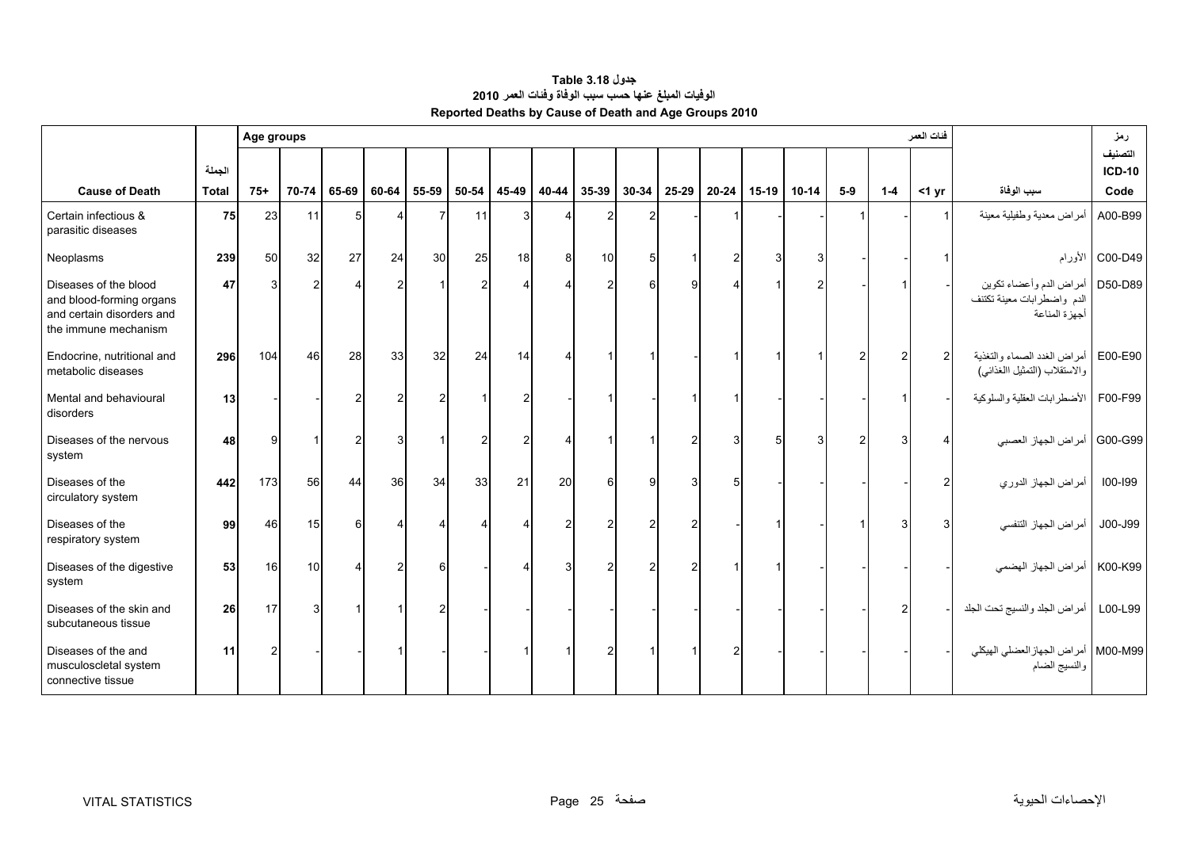# جدول Table 3.18
## الوفيات المبلغ عنها حسب سبب الوفاة وفئات العمر 2010
## Reported Deaths by Cause of Death and Age Groups 2010

| Cause of Death | الجملة Total | Age groups 75+ | 70-74 | 65-69 | 60-64 | 55-59 | 50-54 | 45-49 | 40-44 | 35-39 | 30-34 | 25-29 | 20-24 | 15-19 | 10-14 | 5-9 | 1-4 | فئات العمر <1 yr | سبب الوفاة | رمز التصنيف ICD-10 Code |
|---|---|---|---|---|---|---|---|---|---|---|---|---|---|---|---|---|---|---|---|---|
| Certain infectious & parasitic diseases | 75 | 23 | 11 | 5 | 4 | 7 | 11 | 3 | 4 | 2 | 2 | - | 1 | - | - | 1 | - | 1 | أمراض معدية وطفيلية معينة | A00-B99 |
| Neoplasms | 239 | 50 | 32 | 27 | 24 | 30 | 25 | 18 | 8 | 10 | 5 | 1 | 2 | 3 | 3 | - | - | 1 | الأورام | C00-D49 |
| Diseases of the blood and blood-forming organs and certain disorders and the immune mechanism | 47 | 3 | 2 | 4 | 2 | 1 | 2 | 4 | 4 | 2 | 6 | 9 | 4 | 1 | 2 | - | 1 | - | أمراض الدم وأعضاء تكوين الدم واضطرابات معينة تكتنف أجهزة المناعة | D50-D89 |
| Endocrine, nutritional and metabolic diseases | 296 | 104 | 46 | 28 | 33 | 32 | 24 | 14 | 4 | 1 | 1 | - | 1 | 1 | 1 | 2 | 2 | 2 | أمراض الغدد الصماء والتغذية والاستقلاب (التمثيل الغذائي) | E00-E90 |
| Mental and behavioural disorders | 13 | - | - | 2 | 2 | 2 | 1 | 2 | - | 1 | - | 1 | 1 | - | - | - | 1 | - | الأضطرابات العقلية والسلوكية | F00-F99 |
| Diseases of the nervous system | 48 | 9 | 1 | 2 | 3 | 1 | 2 | 2 | 4 | 1 | 1 | 2 | 3 | 5 | 3 | 2 | 3 | 4 | أمراض الجهاز العصبي | G00-G99 |
| Diseases of the circulatory system | 442 | 173 | 56 | 44 | 36 | 34 | 33 | 21 | 20 | 6 | 9 | 3 | 5 | - | - | - | - | 2 | أمراض الجهاز الدوري | I00-I99 |
| Diseases of the respiratory system | 99 | 46 | 15 | 6 | 4 | 4 | 4 | 4 | 2 | 2 | 2 | 2 | - | 1 | - | 1 | 3 | 3 | أمراض الجهاز التنفسي | J00-J99 |
| Diseases of the digestive system | 53 | 16 | 10 | 4 | 2 | 6 | - | 4 | 3 | 2 | 2 | 2 | 1 | 1 | - | - | - | - | أمراض الجهاز الهضمي | K00-K99 |
| Diseases of the skin and subcutaneous tissue | 26 | 17 | 3 | 1 | 1 | 2 | - | - | - | - | - | - | - | - | - | - | 2 | - | أمراض الجلد والنسيج تحت الجلد | L00-L99 |
| Diseases of the and musculoscletal system connective tissue | 11 | 2 | - | - | 1 | - | - | 1 | 1 | 2 | 1 | 1 | 2 | - | - | - | - | - | أمراض الجهازالعضلي الهيكلي والنسيج الضام | M00-M99 |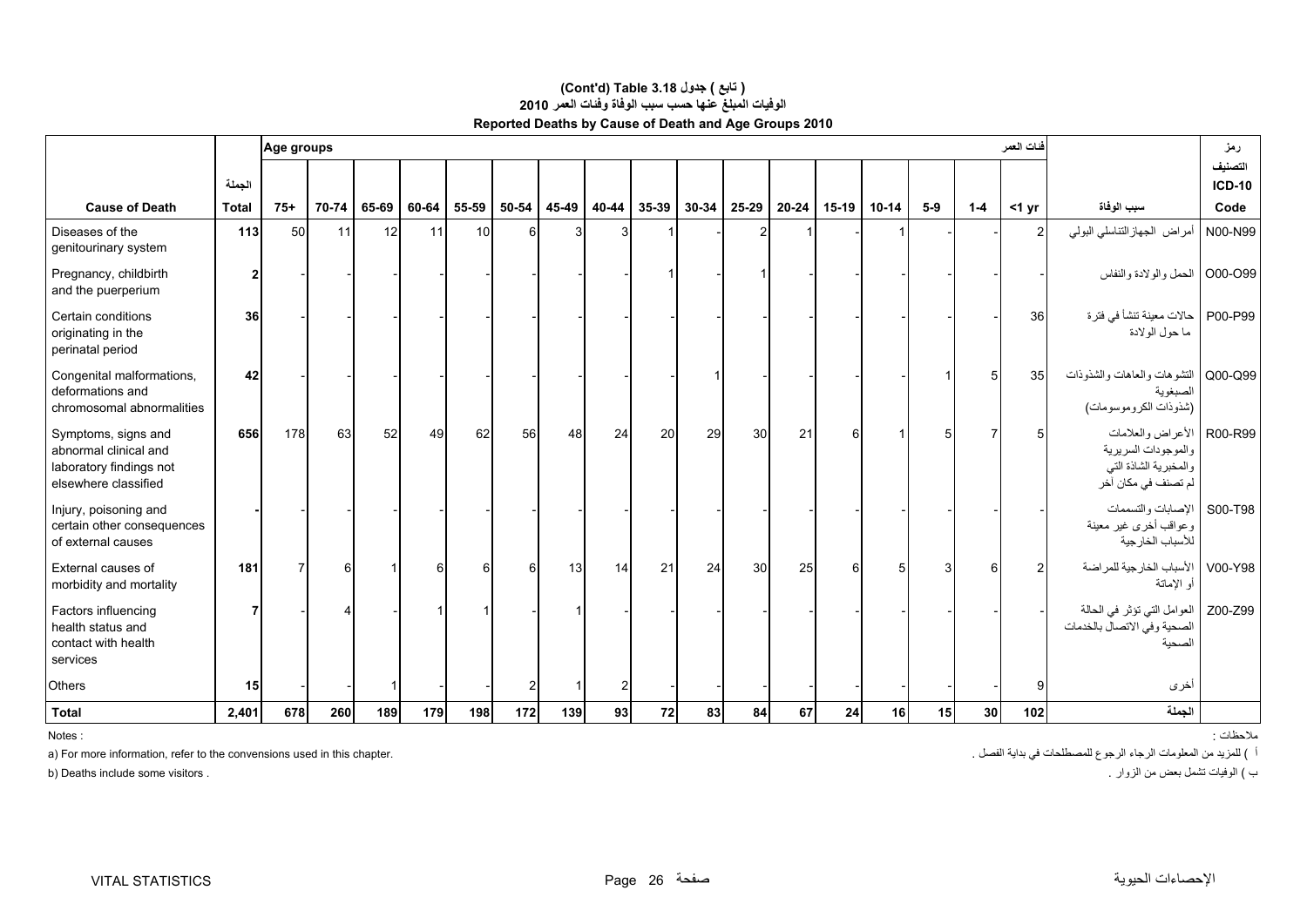**(Cont'd) Table 3.18 جدول ( تابع )**

**الوفيات المبلغ عنها حسب سبب الوفاة وفئات العمر 2010**

**Reported Deaths by Cause of Death and Age Groups 2010**

| Cause of Death | الجملة Total | Age groups 75+ | 70-74 | 65-69 | 60-64 | 55-59 | 50-54 | 45-49 | 40-44 | 35-39 | 30-34 | 25-29 | 20-24 | 15-19 | 10-14 | 5-9 | 1-4 | فئات العمر <1 yr | سبب الوفاة | رمز التصنيف ICD-10 Code |
|---|---|---|---|---|---|---|---|---|---|---|---|---|---|---|---|---|---|---|---|---|
| Diseases of the genitourinary system | **113** | 50 | 11 | 12 | 11 | 10 | 6 | 3 | 3 | 1 | - | 2 | 1 | - | 1 | - | - | 2 | أمراض الجهازالتناسلي البولي | N00-N99 |
| Pregnancy, childbirth and the puerperium | **2** | - | - | - | - | - | - | - | - | 1 | - | 1 | - | - | - | - | - | - | الحمل والولادة والنفاس | O00-O99 |
| Certain conditions originating in the perinatal period | **36** | - | - | - | - | - | - | - | - | - | - | - | - | - | - | - | - | 36 | حالات معينة تنشأ في فترة ما حول الولادة | P00-P99 |
| Congenital malformations, deformations and chromosomal abnormalities | **42** | - | - | - | - | - | - | - | - | - | 1 | - | - | - | - | 1 | 5 | 35 | التشوهات والعاهات والشذوذات الصبغوية (شذوذات الكروموسومات) | Q00-Q99 |
| Symptoms, signs and abnormal clinical and laboratory findings not elsewhere classified | **656** | 178 | 63 | 52 | 49 | 62 | 56 | 48 | 24 | 20 | 29 | 30 | 21 | 6 | 1 | 5 | 7 | 5 | الأعراض والعلامات والموجودات السريرية والمخبرية الشاذة التي لم تصنف في مكان آخر | R00-R99 |
| Injury, poisoning and certain other consequences of external causes | **-** | - | - | - | - | - | - | - | - | - | - | - | - | - | - | - | - | - | الإصابات والتسممات وعواقب أخرى غير معينة للأسباب الخارجية | S00-T98 |
| External causes of morbidity and mortality | **181** | 7 | 6 | 1 | 6 | 6 | 6 | 13 | 14 | 21 | 24 | 30 | 25 | 6 | 5 | 3 | 6 | 2 | الأسباب الخارجية للمراضة أو الإماتة | V00-Y98 |
| Factors influencing health status and contact with health services | **7** | - | 4 | - | 1 | 1 | - | 1 | - | - | - | - | - | - | - | - | - | - | العوامل التي تؤثر في الحالة الصحية وفي الاتصال بالخدمات الصحية | Z00-Z99 |
| Others | **15** | - | - | 1 | - | - | 2 | 1 | 2 | - | - | - | - | - | - | - | - | 9 | أخرى | |
| **Total** | **2,401** | **678** | **260** | **189** | **179** | **198** | **172** | **139** | **93** | **72** | **83** | **84** | **67** | **24** | **16** | **15** | **30** | **102** | **الجملة** | |

Notes :

ملاحظات :

a) For more information, refer to the convensions used in this chapter.

أ ) للمزيد من المعلومات الرجاء الرجوع للمصطلحات في بداية الفصل .

b) Deaths include some visitors .

ب ) الوفيات تشمل بعض من الزوار .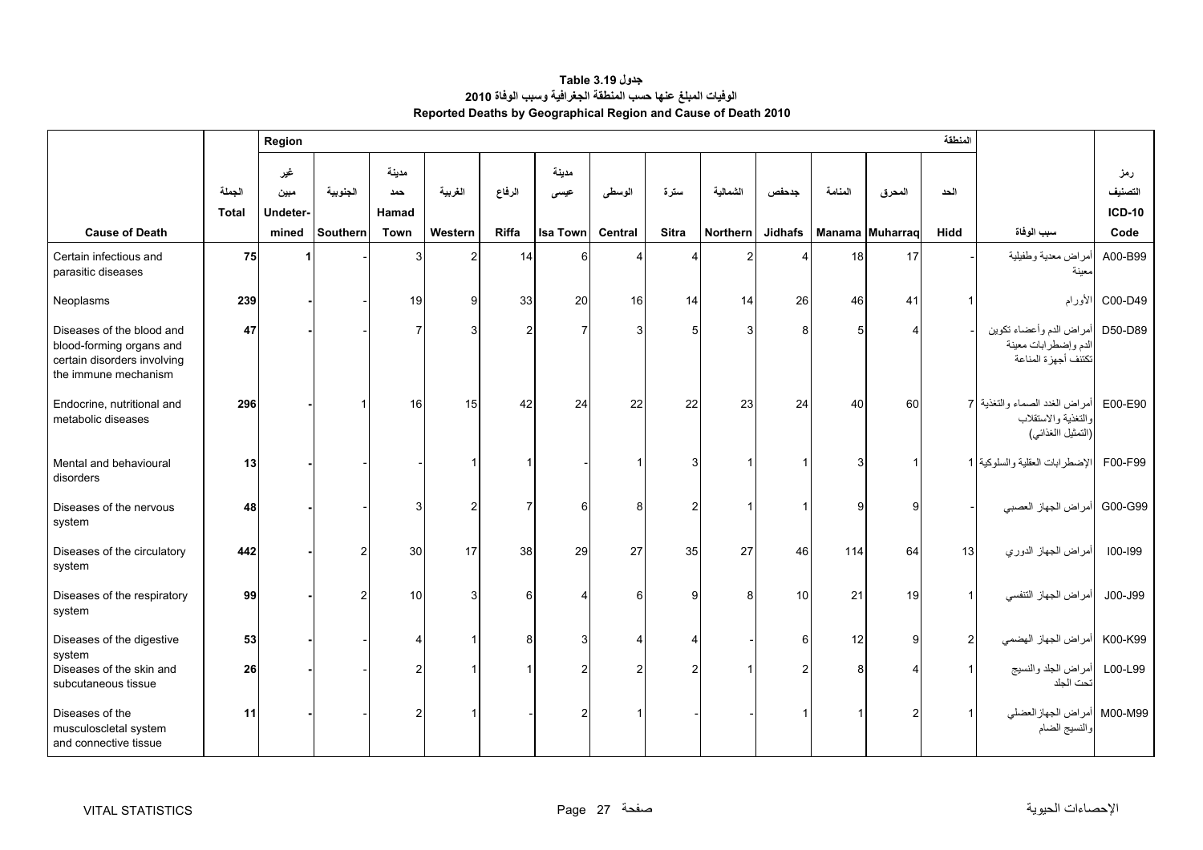**جدول Table 3.19**

**الوفيات المبلغ عنها حسب المنطقة الجغرافية وسبب الوفاة 2010**

**Reported Deaths by Geographical Region and Cause of Death 2010**

| Cause of Death | الجملة Total | Region غير مبين Undetermined | الجنوبية Southern | مدينة حمد Hamad Town | الغربية Western | الرفاع Riffa | مدينة عيسى Isa Town | الوسطى Central | سترة Sitra | الشمالية Northern | جدحفص Jidhafs | المنامة Manama | المحرق Muharraq | الحد Hidd المنطقة | سبب الوفاة | رمز التصنيف ICD-10 Code |
|---|---|---|---|---|---|---|---|---|---|---|---|---|---|---|---|---|
| Certain infectious and parasitic diseases | 75 | 1 | - | 3 | 2 | 14 | 6 | 4 | 4 | 2 | 4 | 18 | 17 | - | أمراض معدية وطفيلية معينة | A00-B99 |
| Neoplasms | 239 | - | - | 19 | 9 | 33 | 20 | 16 | 14 | 14 | 26 | 46 | 41 | 1 | الأورام | C00-D49 |
| Diseases of the blood and blood-forming organs and certain disorders involving the immune mechanism | 47 | - | - | 7 | 3 | 2 | 7 | 3 | 5 | 3 | 8 | 5 | 4 | - | أمراض الدم وأعضاء تكوين الدم وإضطرابات معينة تكتنف أجهزة المناعة | D50-D89 |
| Endocrine, nutritional and metabolic diseases | 296 | - | 1 | 16 | 15 | 42 | 24 | 22 | 22 | 23 | 24 | 40 | 60 | 7 | أمراض الغدد الصماء والتغذية والتغذية والاستقلاب (التمثيل الغذائي) | E00-E90 |
| Mental and behavioural disorders | 13 | - | - | - | 1 | 1 | - | 1 | 3 | 1 | 1 | 3 | 1 | 1 | الإضطرابات العقلية والسلوكية | F00-F99 |
| Diseases of the nervous system | 48 | - | - | 3 | 2 | 7 | 6 | 8 | 2 | 1 | 1 | 9 | 9 | - | أمراض الجهاز العصبي | G00-G99 |
| Diseases of the circulatory system | 442 | - | 2 | 30 | 17 | 38 | 29 | 27 | 35 | 27 | 46 | 114 | 64 | 13 | أمراض الجهاز الدوري | I00-I99 |
| Diseases of the respiratory system | 99 | - | 2 | 10 | 3 | 6 | 4 | 6 | 9 | 8 | 10 | 21 | 19 | 1 | أمراض الجهاز التنفسي | J00-J99 |
| Diseases of the digestive system | 53 | - | - | 4 | 1 | 8 | 3 | 4 | 4 | - | 6 | 12 | 9 | 2 | أمراض الجهاز الهضمي | K00-K99 |
| Diseases of the skin and subcutaneous tissue | 26 | - | - | 2 | 1 | 1 | 2 | 2 | 2 | 1 | 2 | 8 | 4 | 1 | أمراض الجلد والنسيج تحت الجلد | L00-L99 |
| Diseases of the musculoscletal system and connective tissue | 11 | - | - | 2 | 1 | - | 2 | 1 | - | - | 1 | 1 | 2 | 1 | أمراض الجهازالعضلي والنسيج الضام | M00-M99 |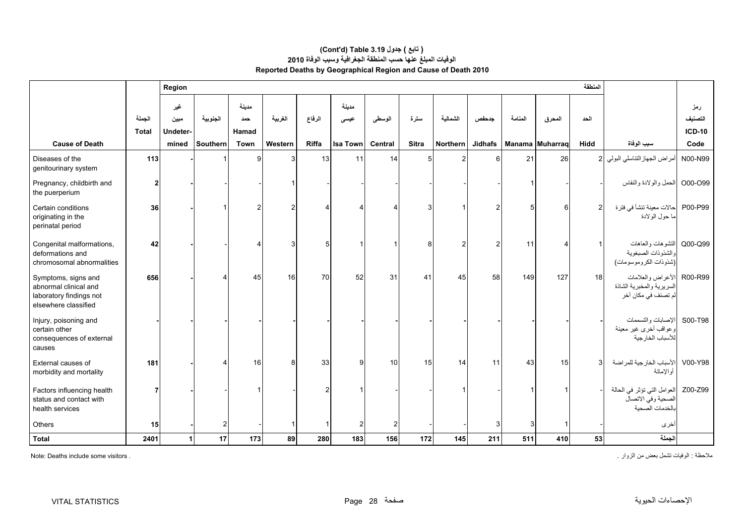### (Cont'd) Table 3.19 جدول ( تابع )
### الوفيات المبلغ عنها حسب المنطقة الجغرافية وسبب الوفاة 2010
### Reported Deaths by Geographical Region and Cause of Death 2010

| Cause of Death | الجملة Total | Region غير مبين Undetermined | الجنوبية Southern | مدينة حمد Hamad Town | الغربية Western | الرفاع Riffa | مدينة عيسى Isa Town | الوسطى Central | سترة Sitra | الشمالية Northern | جدحفص Jidhafs | المنامة Manama | المحرق Muharraq | الحد Hidd المنطقة | سبب الوفاة | رمز التصنيف ICD-10 Code |
|---|---|---|---|---|---|---|---|---|---|---|---|---|---|---|---|---|
| Diseases of the genitourinary system | 113 | - | 1 | 9 | 3 | 13 | 11 | 14 | 5 | 2 | 6 | 21 | 26 | 2 | أمراض الجهاز التناسلي البولي | N00-N99 |
| Pregnancy, childbirth and the puerperium | 2 | - | - | - | 1 | - | - | - | - | - | - | 1 | - | - | الحمل والولادة والنفاس | O00-O99 |
| Certain conditions originating in the perinatal period | 36 | - | 1 | 2 | 2 | 4 | 4 | 4 | 3 | 1 | 2 | 5 | 6 | 2 | حالات معينة تنشأ في فترة ما حول الولادة | P00-P99 |
| Congenital malformations, deformations and chromosomal abnormalities | 42 | - | - | 4 | 3 | 5 | 1 | 1 | 8 | 2 | 2 | 11 | 4 | 1 | التشوهات والعاهات والشذوذات الصبغوية (شذوذات الكروموسومات) | Q00-Q99 |
| Symptoms, signs and abnormal clinical and laboratory findings not elsewhere classified | 656 | - | 4 | 45 | 16 | 70 | 52 | 31 | 41 | 45 | 58 | 149 | 127 | 18 | الأعراض والعلامات السريرية والمخبرية الشاذة لم تصنف في مكان آخر | R00-R99 |
| Injury, poisoning and certain other consequences of external causes | - | - | - | - | - | - | - | - | - | - | - | - | - | - | الإصابات والتسممات وعواقب أخرى غير معينة للأسباب الخارجية | S00-T98 |
| External causes of morbidity and mortality | 181 | - | 4 | 16 | 8 | 33 | 9 | 10 | 15 | 14 | 11 | 43 | 15 | 3 | الأسباب الخارجية للمراضة أوالإماتة | V00-Y98 |
| Factors influencing health status and contact with health services | 7 | - | - | 1 | - | 2 | 1 | - | - | 1 | - | 1 | 1 | - | العوامل التي تؤثر في الحالة الصحية وفي الاتصال بالخدمات الصحية | Z00-Z99 |
| Others | 15 | - | 2 | - | 1 | 1 | 2 | 2 | - | - | 3 | 3 | 1 | - | أخرى | |
| **Total** | **2401** | **1** | **17** | **173** | **89** | **280** | **183** | **156** | **172** | **145** | **211** | **511** | **410** | **53** | **الجملة** | |

Note: Deaths include some visitors .

ملاحظة : الوفيات تشمل بعض من الزوار .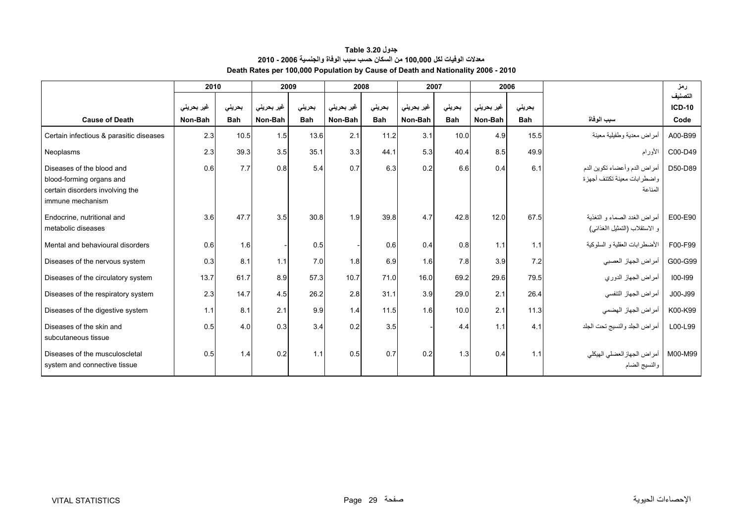**جدول Table 3.20**

**معدلات الوفيات لكل 100,000 من السكان حسب سبب الوفاة والجنسية 2006 - 2010**

**Death Rates per 100,000 Population by Cause of Death and Nationality 2006 - 2010**

| | 2010 | | 2009 | | 2008 | | 2007 | | 2006 | | | رمز التصنيف |
|---|---|---|---|---|---|---|---|---|---|---|---|---|
| | غير بحريني | بحريني | غير بحريني | بحريني | غير بحريني | بحريني | غير بحريني | بحريني | غير بحريني | بحريني | | ICD-10 |
| **Cause of Death** | **Non-Bah** | **Bah** | **Non-Bah** | **Bah** | **Non-Bah** | **Bah** | **Non-Bah** | **Bah** | **Non-Bah** | **Bah** | **سبب الوفاة** | **Code** |
| Certain infectious & parasitic diseases | 2.3 | 10.5 | 1.5 | 13.6 | 2.1 | 11.2 | 3.1 | 10.0 | 4.9 | 15.5 | أمراض معدية وطفيلية معينة | A00-B99 |
| Neoplasms | 2.3 | 39.3 | 3.5 | 35.1 | 3.3 | 44.1 | 5.3 | 40.4 | 8.5 | 49.9 | الأورام | C00-D49 |
| Diseases of the blood and blood-forming organs and certain disorders involving the immune mechanism | 0.6 | 7.7 | 0.8 | 5.4 | 0.7 | 6.3 | 0.2 | 6.6 | 0.4 | 6.1 | أمراض الدم وأعضاء تكوين الدم واضطرابات معينة تكتنف أجهزة المناعة | D50-D89 |
| Endocrine, nutritional and metabolic diseases | 3.6 | 47.7 | 3.5 | 30.8 | 1.9 | 39.8 | 4.7 | 42.8 | 12.0 | 67.5 | أمراض الغدد الصماء و التغذية و الاستقلاب (التمثيل الغذائي) | E00-E90 |
| Mental and behavioural disorders | 0.6 | 1.6 | - | 0.5 | - | 0.6 | 0.4 | 0.8 | 1.1 | 1.1 | الأضطرابات العقلية و السلوكية | F00-F99 |
| Diseases of the nervous system | 0.3 | 8.1 | 1.1 | 7.0 | 1.8 | 6.9 | 1.6 | 7.8 | 3.9 | 7.2 | أمراض الجهاز العصبي | G00-G99 |
| Diseases of the circulatory system | 13.7 | 61.7 | 8.9 | 57.3 | 10.7 | 71.0 | 16.0 | 69.2 | 29.6 | 79.5 | أمراض الجهاز الدوري | I00-I99 |
| Diseases of the respiratory system | 2.3 | 14.7 | 4.5 | 26.2 | 2.8 | 31.1 | 3.9 | 29.0 | 2.1 | 26.4 | أمراض الجهاز التنفسي | J00-J99 |
| Diseases of the digestive system | 1.1 | 8.1 | 2.1 | 9.9 | 1.4 | 11.5 | 1.6 | 10.0 | 2.1 | 11.3 | أمراض الجهاز الهضمي | K00-K99 |
| Diseases of the skin and subcutaneous tissue | 0.5 | 4.0 | 0.3 | 3.4 | 0.2 | 3.5 | - | 4.4 | 1.1 | 4.1 | أمراض الجلد والنسيج تحت الجلد | L00-L99 |
| Diseases of the musculoscletal system and connective tissue | 0.5 | 1.4 | 0.2 | 1.1 | 0.5 | 0.7 | 0.2 | 1.3 | 0.4 | 1.1 | أمراض الجهاز العضلي الهيكلي والنسيج الضام | M00-M99 |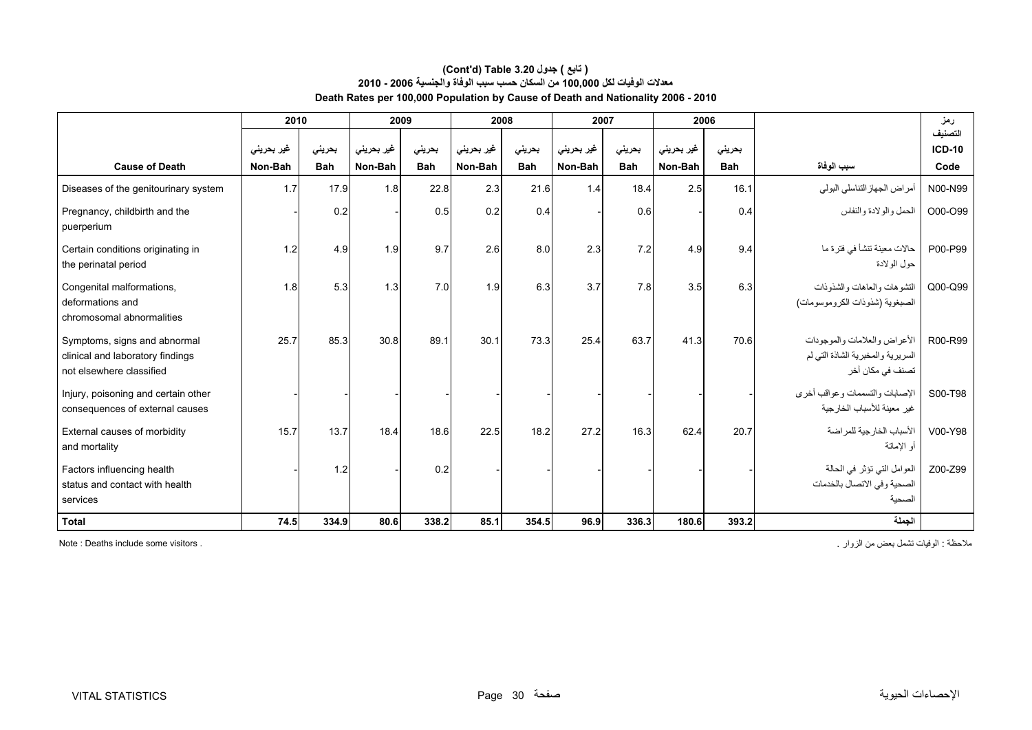**(Cont'd) Table 3.20 جدول ( تابع )**

**معدلات الوفيات لكل 100,000 من السكان حسب سبب الوفاة والجنسية 2006 - 2010**

**Death Rates per 100,000 Population by Cause of Death and Nationality 2006 - 2010**

| | 2010 | | 2009 | | 2008 | | 2007 | | 2006 | | | رمز التصنيف |
|---|---|---|---|---|---|---|---|---|---|---|---|---|
| | غير بحريني | بحريني | غير بحريني | بحريني | غير بحريني | بحريني | غير بحريني | بحريني | غير بحريني | بحريني | | ICD-10 |
| **Cause of Death** | **Non-Bah** | **Bah** | **Non-Bah** | **Bah** | **Non-Bah** | **Bah** | **Non-Bah** | **Bah** | **Non-Bah** | **Bah** | **سبب الوفاة** | **Code** |
| Diseases of the genitourinary system | 1.7 | 17.9 | 1.8 | 22.8 | 2.3 | 21.6 | 1.4 | 18.4 | 2.5 | 16.1 | أمراض الجهاز التناسلي البولي | N00-N99 |
| Pregnancy, childbirth and the puerperium | - | 0.2 | - | 0.5 | 0.2 | 0.4 | - | 0.6 | - | 0.4 | الحمل والولادة والنفاس | O00-O99 |
| Certain conditions originating in the perinatal period | 1.2 | 4.9 | 1.9 | 9.7 | 2.6 | 8.0 | 2.3 | 7.2 | 4.9 | 9.4 | حالات معينة تنشأ في فترة ما حول الولادة | P00-P99 |
| Congenital malformations, deformations and chromosomal abnormalities | 1.8 | 5.3 | 1.3 | 7.0 | 1.9 | 6.3 | 3.7 | 7.8 | 3.5 | 6.3 | التشوهات والعاهات والشذوذات الصبغوية (شذوذات الكروموسومات) | Q00-Q99 |
| Symptoms, signs and abnormal clinical and laboratory findings not elsewhere classified | 25.7 | 85.3 | 30.8 | 89.1 | 30.1 | 73.3 | 25.4 | 63.7 | 41.3 | 70.6 | الأعراض والعلامات والموجودات السريرية والمخبرية الشاذة التي لم تصنف في مكان آخر | R00-R99 |
| Injury, poisoning and certain other consequences of external causes | - | - | - | - | - | - | - | - | - | - | الإصابات والتسممات وعواقب أخرى غير معينة للأسباب الخارجية | S00-T98 |
| External causes of morbidity and mortality | 15.7 | 13.7 | 18.4 | 18.6 | 22.5 | 18.2 | 27.2 | 16.3 | 62.4 | 20.7 | الأسباب الخارجية للمراضة أو الإماتة | V00-Y98 |
| Factors influencing health status and contact with health services | - | 1.2 | - | 0.2 | - | - | - | - | - | - | العوامل التي تؤثر في الحالة الصحية وفي الاتصال بالخدمات الصحية | Z00-Z99 |
| **Total** | **74.5** | **334.9** | **80.6** | **338.2** | **85.1** | **354.5** | **96.9** | **336.3** | **180.6** | **393.2** | **الجملة** | |

Note : Deaths include some visitors .

ملاحظة : الوفيات تشمل بعض من الزوار .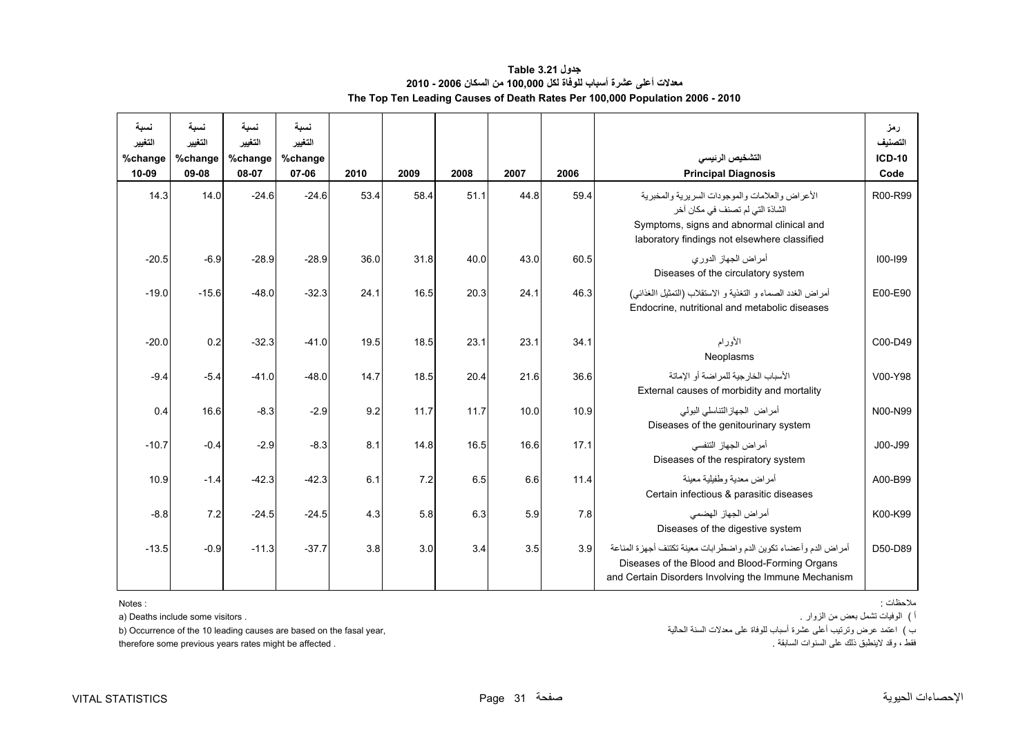**جدول 3.21 Table**

**معدلات أعلى عشرة أسباب للوفاة لكل 100,000 من السكان 2006 - 2010**

**The Top Ten Leading Causes of Death Rates Per 100,000 Population 2006 - 2010**

| نسبة التغيير %change 10-09 | نسبة التغيير %change 09-08 | نسبة التغيير %change 08-07 | نسبة التغيير %change 07-06 | 2010 | 2009 | 2008 | 2007 | 2006 | التشخيص الرئيسي Principal Diagnosis | رمز التصنيف ICD-10 Code |
|---|---|---|---|---|---|---|---|---|---|---|
| 14.3 | 14.0 | -24.6 | -24.6 | 53.4 | 58.4 | 51.1 | 44.8 | 59.4 | الأعراض والعلامات والموجودات السريرية والمخبرية الشاذة التي لم تصنف في مكان آخر Symptoms, signs and abnormal clinical and laboratory findings not elsewhere classified | R00-R99 |
| -20.5 | -6.9 | -28.9 | -28.9 | 36.0 | 31.8 | 40.0 | 43.0 | 60.5 | أمراض الجهاز الدوري Diseases of the circulatory system | I00-I99 |
| -19.0 | -15.6 | -48.0 | -32.3 | 24.1 | 16.5 | 20.3 | 24.1 | 46.3 | أمراض الغدد الصماء و التغذية و الاستقلاب (التمثيل الغذائي) Endocrine, nutritional and metabolic diseases | E00-E90 |
| -20.0 | 0.2 | -32.3 | -41.0 | 19.5 | 18.5 | 23.1 | 23.1 | 34.1 | الأورام Neoplasms | C00-D49 |
| -9.4 | -5.4 | -41.0 | -48.0 | 14.7 | 18.5 | 20.4 | 21.6 | 36.6 | الأسباب الخارجية للمراضة أو الإماتة External causes of morbidity and mortality | V00-Y98 |
| 0.4 | 16.6 | -8.3 | -2.9 | 9.2 | 11.7 | 11.7 | 10.0 | 10.9 | أمراض الجهازالتناسلي البولي Diseases of the genitourinary system | N00-N99 |
| -10.7 | -0.4 | -2.9 | -8.3 | 8.1 | 14.8 | 16.5 | 16.6 | 17.1 | أمراض الجهاز التنفسي Diseases of the respiratory system | J00-J99 |
| 10.9 | -1.4 | -42.3 | -42.3 | 6.1 | 7.2 | 6.5 | 6.6 | 11.4 | أمراض معدية وطفيلية معينة Certain infectious & parasitic diseases | A00-B99 |
| -8.8 | 7.2 | -24.5 | -24.5 | 4.3 | 5.8 | 6.3 | 5.9 | 7.8 | أمراض الجهاز الهضمي Diseases of the digestive system | K00-K99 |
| -13.5 | -0.9 | -11.3 | -37.7 | 3.8 | 3.0 | 3.4 | 3.5 | 3.9 | أمراض الدم وأعضاء تكوين الدم واضطرابات معينة تكتنف أجهزة المناعة Diseases of the Blood and Blood-Forming Organs and Certain Disorders Involving the Immune Mechanism | D50-D89 |

Notes :

a) Deaths include some visitors .

b) Occurrence of the 10 leading causes are based on the fasal year, therefore some previous years rates might be affected .

ملاحظات :

أ ) الوفيات تشمل بعض من الزوار .

ب ) اعتمد عرض وترتيب أعلى عشرة أسباب للوفاة على معدلات السنة الحالية فقط ، وقد لاينطبق ذلك على السنوات السابقة .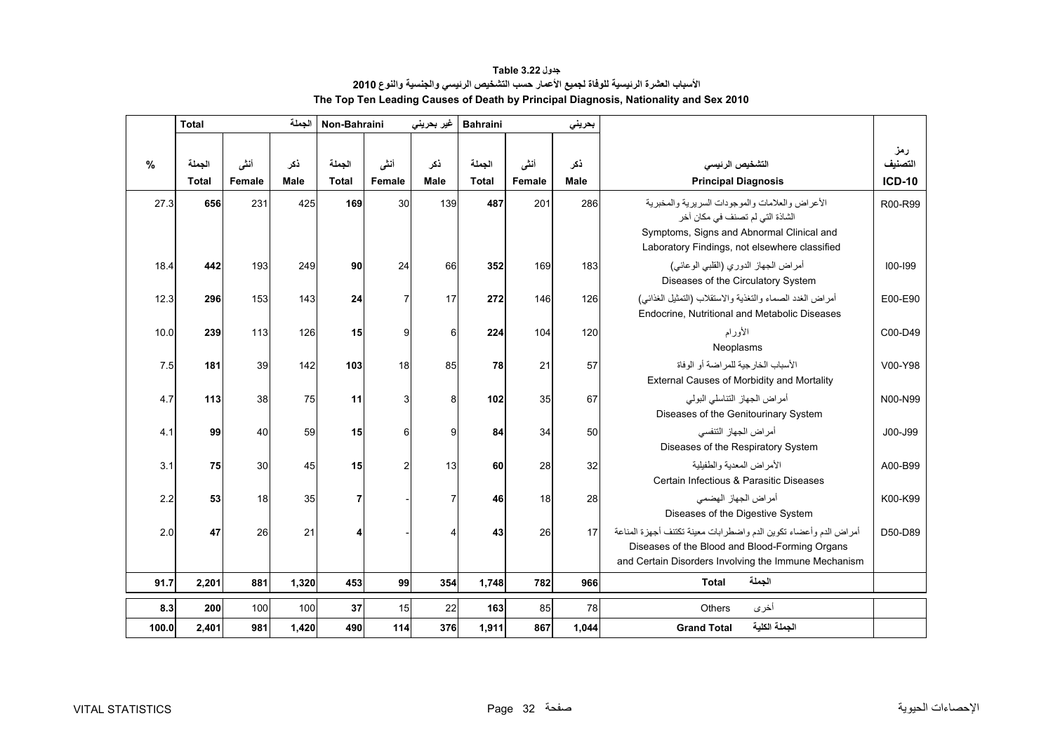**جدول 3.22 Table**

**الأسباب العشرة الرئيسية للوفاة لجميع الأعمار حسب التشخيص الرئيسي والجنسية والنوع 2010**

**The Top Ten Leading Causes of Death by Principal Diagnosis, Nationality and Sex 2010**

| | Total الجملة | | | Non-Bahraini غير بحريني | | | Bahraini بحريني | | | | |
|---|---|---|---|---|---|---|---|---|---|---|---|
| % | الجملة Total | أنثى Female | ذكر Male | الجملة Total | أنثى Female | ذكر Male | الجملة Total | أنثى Female | ذكر Male | التشخيص الرئيسي Principal Diagnosis | رمز التصنيف ICD-10 |
| 27.3 | **656** | 231 | 425 | **169** | 30 | 139 | **487** | 201 | 286 | الأعراض والعلامات والموجودات السريرية والمخبرية الشاذة التي لم تصنف في مكان آخر Symptoms, Signs and Abnormal Clinical and Laboratory Findings, not elsewhere classified | R00-R99 |
| 18.4 | **442** | 193 | 249 | **90** | 24 | 66 | **352** | 169 | 183 | أمراض الجهاز الدوري (القلبي الوعائي) Diseases of the Circulatory System | I00-I99 |
| 12.3 | **296** | 153 | 143 | **24** | 7 | 17 | **272** | 146 | 126 | أمراض الغدد الصماء والتغذية والاستقلاب (التمثيل الغذائي) Endocrine, Nutritional and Metabolic Diseases | E00-E90 |
| 10.0 | **239** | 113 | 126 | **15** | 9 | 6 | **224** | 104 | 120 | الأورام Neoplasms | C00-D49 |
| 7.5 | **181** | 39 | 142 | **103** | 18 | 85 | **78** | 21 | 57 | الأسباب الخارجية للمراضة أو الوفاة External Causes of Morbidity and Mortality | V00-Y98 |
| 4.7 | **113** | 38 | 75 | **11** | 3 | 8 | **102** | 35 | 67 | أمراض الجهاز التناسلي البولي Diseases of the Genitourinary System | N00-N99 |
| 4.1 | **99** | 40 | 59 | **15** | 6 | 9 | **84** | 34 | 50 | أمراض الجهاز التنفسي Diseases of the Respiratory System | J00-J99 |
| 3.1 | **75** | 30 | 45 | **15** | 2 | 13 | **60** | 28 | 32 | الأمراض المعدية والطفيلية Certain Infectious & Parasitic Diseases | A00-B99 |
| 2.2 | **53** | 18 | 35 | **7** | - | 7 | **46** | 18 | 28 | أمراض الجهاز الهضمي Diseases of the Digestive System | K00-K99 |
| 2.0 | **47** | 26 | 21 | **4** | - | 4 | **43** | 26 | 17 | أمراض الدم وأعضاء تكوين الدم واضطرابات معينة تكتنف أجهزة المناعة Diseases of the Blood and Blood-Forming Organs and Certain Disorders Involving the Immune Mechanism | D50-D89 |
| **91.7** | **2,201** | **881** | **1,320** | **453** | **99** | **354** | **1,748** | **782** | **966** | **Total الجملة** | |
| **8.3** | **200** | 100 | 100 | **37** | 15 | 22 | **163** | 85 | 78 | Others أخرى | |
| **100.0** | **2,401** | **981** | **1,420** | **490** | **114** | **376** | **1,911** | **867** | **1,044** | **Grand Total الجملة الكلية** | |